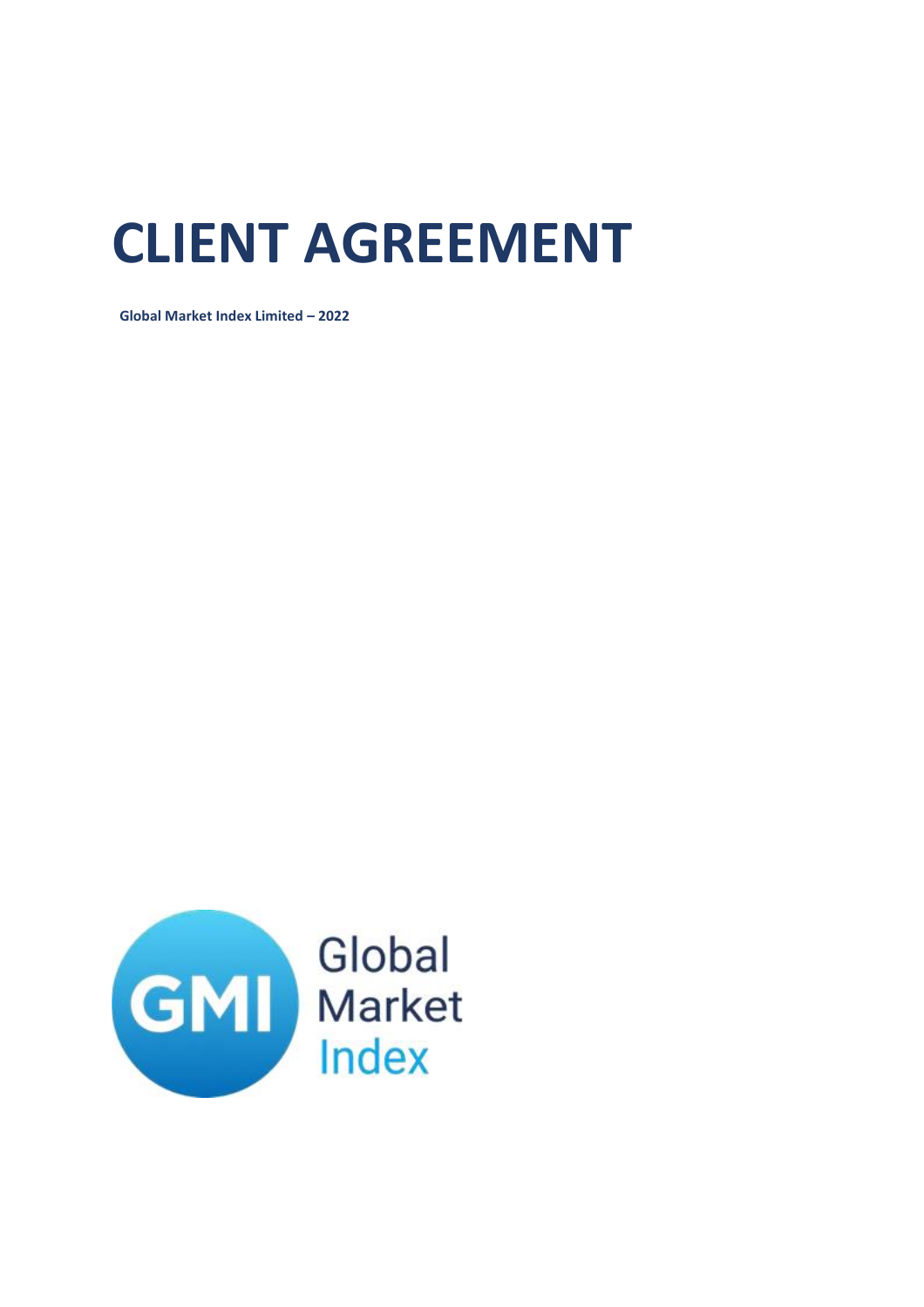# CLIENT AGREEMENT

**Global Market Index Limited – 2022**

Global Market Index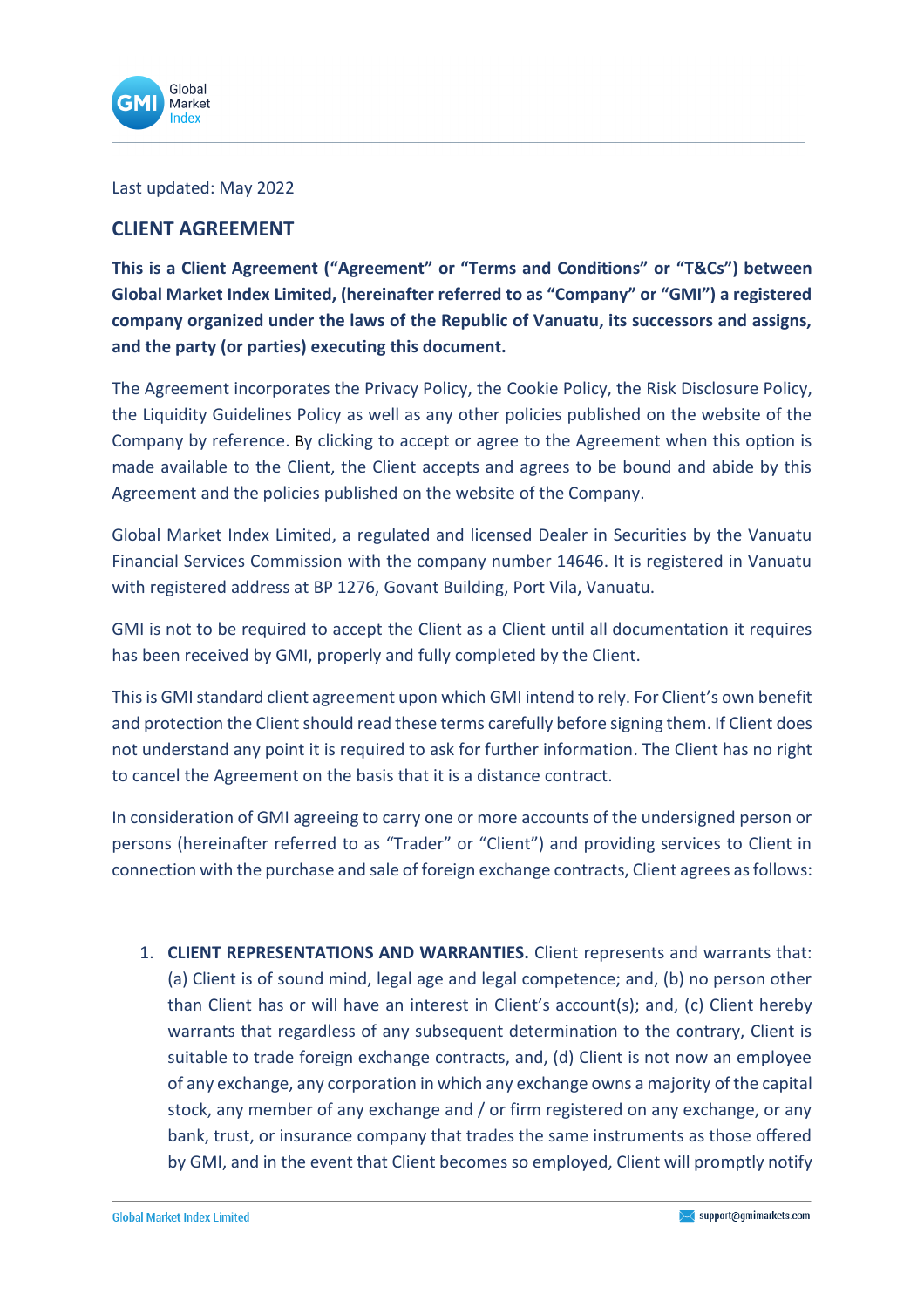Last updated: May 2022

## CLIENT AGREEMENT

**This is a Client Agreement ("Agreement" or "Terms and Conditions" or "T&Cs") between Global Market Index Limited, (hereinafter referred to as "Company" or "GMI") a registered company organized under the laws of the Republic of Vanuatu, its successors and assigns, and the party (or parties) executing this document.**

The Agreement incorporates the Privacy Policy, the Cookie Policy, the Risk Disclosure Policy, the Liquidity Guidelines Policy as well as any other policies published on the website of the Company by reference. By clicking to accept or agree to the Agreement when this option is made available to the Client, the Client accepts and agrees to be bound and abide by this Agreement and the policies published on the website of the Company.

Global Market Index Limited, a regulated and licensed Dealer in Securities by the Vanuatu Financial Services Commission with the company number 14646. It is registered in Vanuatu with registered address at BP 1276, Govant Building, Port Vila, Vanuatu.

GMI is not to be required to accept the Client as a Client until all documentation it requires has been received by GMI, properly and fully completed by the Client.

This is GMI standard client agreement upon which GMI intend to rely. For Client's own benefit and protection the Client should read these terms carefully before signing them. If Client does not understand any point it is required to ask for further information. The Client has no right to cancel the Agreement on the basis that it is a distance contract.

In consideration of GMI agreeing to carry one or more accounts of the undersigned person or persons (hereinafter referred to as "Trader" or "Client") and providing services to Client in connection with the purchase and sale of foreign exchange contracts, Client agrees as follows:

1. **CLIENT REPRESENTATIONS AND WARRANTIES.** Client represents and warrants that: (a) Client is of sound mind, legal age and legal competence; and, (b) no person other than Client has or will have an interest in Client's account(s); and, (c) Client hereby warrants that regardless of any subsequent determination to the contrary, Client is suitable to trade foreign exchange contracts, and, (d) Client is not now an employee of any exchange, any corporation in which any exchange owns a majority of the capital stock, any member of any exchange and / or firm registered on any exchange, or any bank, trust, or insurance company that trades the same instruments as those offered by GMI, and in the event that Client becomes so employed, Client will promptly notify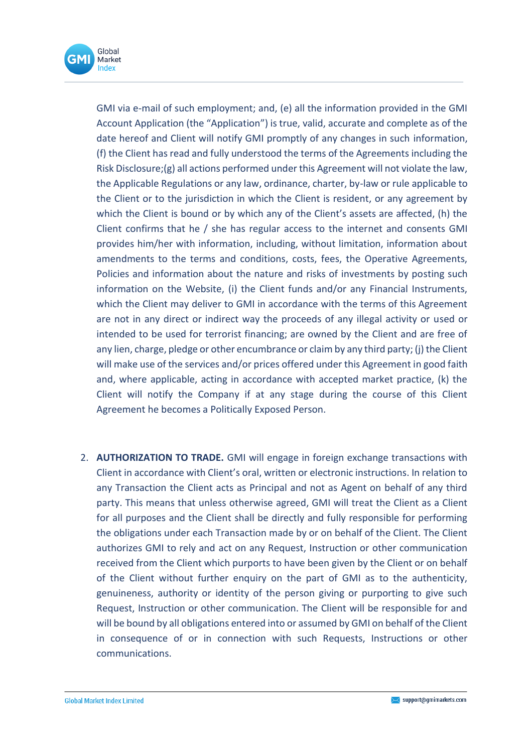GMI via e-mail of such employment; and, (e) all the information provided in the GMI Account Application (the "Application") is true, valid, accurate and complete as of the date hereof and Client will notify GMI promptly of any changes in such information, (f) the Client has read and fully understood the terms of the Agreements including the Risk Disclosure;(g) all actions performed under this Agreement will not violate the law, the Applicable Regulations or any law, ordinance, charter, by-law or rule applicable to the Client or to the jurisdiction in which the Client is resident, or any agreement by which the Client is bound or by which any of the Client's assets are affected, (h) the Client confirms that he / she has regular access to the internet and consents GMI provides him/her with information, including, without limitation, information about amendments to the terms and conditions, costs, fees, the Operative Agreements, Policies and information about the nature and risks of investments by posting such information on the Website, (i) the Client funds and/or any Financial Instruments, which the Client may deliver to GMI in accordance with the terms of this Agreement are not in any direct or indirect way the proceeds of any illegal activity or used or intended to be used for terrorist financing; are owned by the Client and are free of any lien, charge, pledge or other encumbrance or claim by any third party; (j) the Client will make use of the services and/or prices offered under this Agreement in good faith and, where applicable, acting in accordance with accepted market practice, (k) the Client will notify the Company if at any stage during the course of this Client Agreement he becomes a Politically Exposed Person.

2. **AUTHORIZATION TO TRADE.** GMI will engage in foreign exchange transactions with Client in accordance with Client's oral, written or electronic instructions. In relation to any Transaction the Client acts as Principal and not as Agent on behalf of any third party. This means that unless otherwise agreed, GMI will treat the Client as a Client for all purposes and the Client shall be directly and fully responsible for performing the obligations under each Transaction made by or on behalf of the Client. The Client authorizes GMI to rely and act on any Request, Instruction or other communication received from the Client which purports to have been given by the Client or on behalf of the Client without further enquiry on the part of GMI as to the authenticity, genuineness, authority or identity of the person giving or purporting to give such Request, Instruction or other communication. The Client will be responsible for and will be bound by all obligations entered into or assumed by GMI on behalf of the Client in consequence of or in connection with such Requests, Instructions or other communications.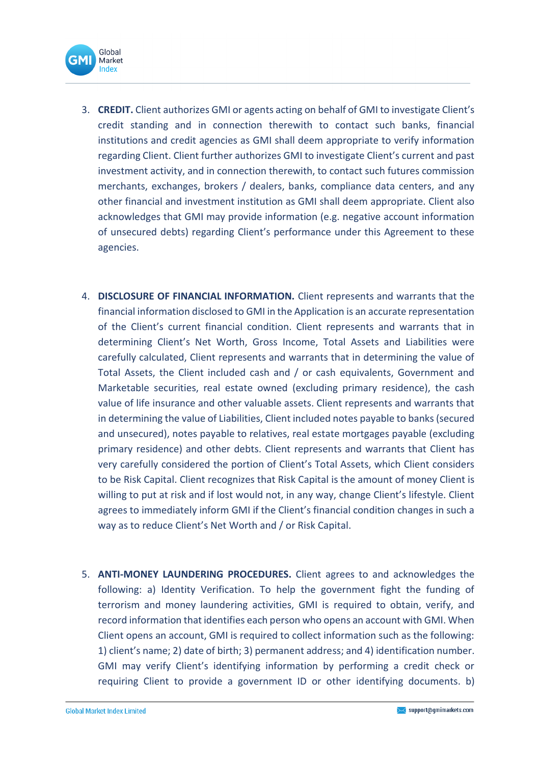3. **CREDIT.** Client authorizes GMI or agents acting on behalf of GMI to investigate Client's credit standing and in connection therewith to contact such banks, financial institutions and credit agencies as GMI shall deem appropriate to verify information regarding Client. Client further authorizes GMI to investigate Client's current and past investment activity, and in connection therewith, to contact such futures commission merchants, exchanges, brokers / dealers, banks, compliance data centers, and any other financial and investment institution as GMI shall deem appropriate. Client also acknowledges that GMI may provide information (e.g. negative account information of unsecured debts) regarding Client's performance under this Agreement to these agencies.

4. **DISCLOSURE OF FINANCIAL INFORMATION.** Client represents and warrants that the financial information disclosed to GMI in the Application is an accurate representation of the Client's current financial condition. Client represents and warrants that in determining Client's Net Worth, Gross Income, Total Assets and Liabilities were carefully calculated, Client represents and warrants that in determining the value of Total Assets, the Client included cash and / or cash equivalents, Government and Marketable securities, real estate owned (excluding primary residence), the cash value of life insurance and other valuable assets. Client represents and warrants that in determining the value of Liabilities, Client included notes payable to banks (secured and unsecured), notes payable to relatives, real estate mortgages payable (excluding primary residence) and other debts. Client represents and warrants that Client has very carefully considered the portion of Client's Total Assets, which Client considers to be Risk Capital. Client recognizes that Risk Capital is the amount of money Client is willing to put at risk and if lost would not, in any way, change Client's lifestyle. Client agrees to immediately inform GMI if the Client's financial condition changes in such a way as to reduce Client's Net Worth and / or Risk Capital.

5. **ANTI-MONEY LAUNDERING PROCEDURES.** Client agrees to and acknowledges the following: a) Identity Verification. To help the government fight the funding of terrorism and money laundering activities, GMI is required to obtain, verify, and record information that identifies each person who opens an account with GMI. When Client opens an account, GMI is required to collect information such as the following: 1) client's name; 2) date of birth; 3) permanent address; and 4) identification number. GMI may verify Client's identifying information by performing a credit check or requiring Client to provide a government ID or other identifying documents. b)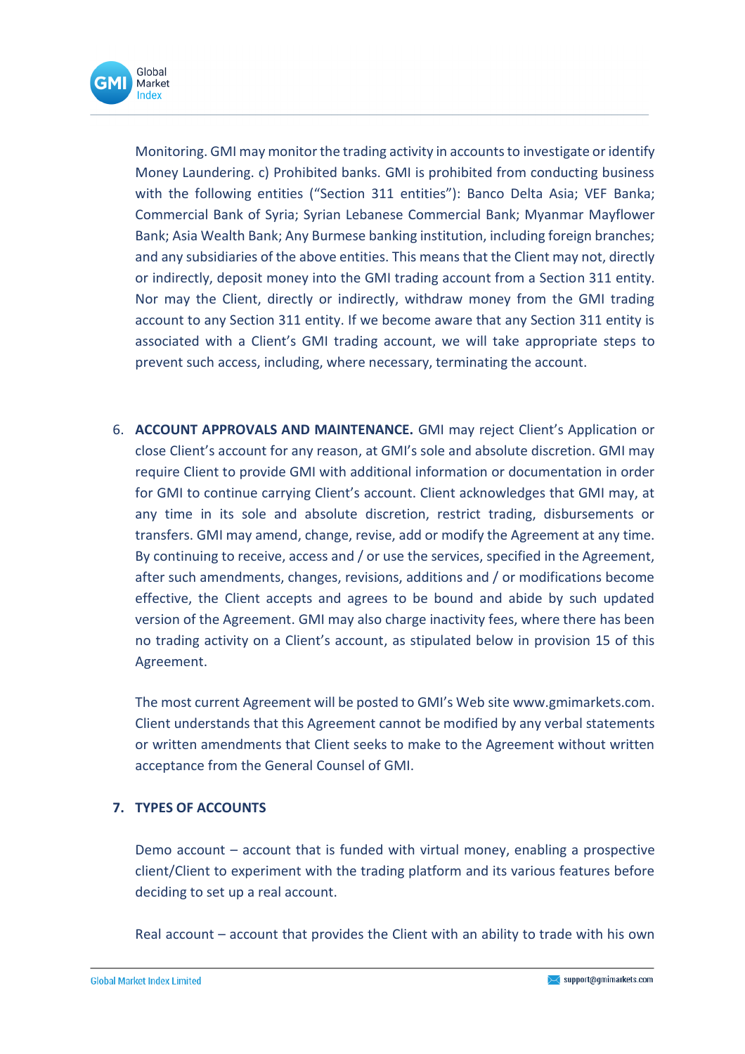Monitoring. GMI may monitor the trading activity in accounts to investigate or identify Money Laundering. c) Prohibited banks. GMI is prohibited from conducting business with the following entities ("Section 311 entities"): Banco Delta Asia; VEF Banka; Commercial Bank of Syria; Syrian Lebanese Commercial Bank; Myanmar Mayflower Bank; Asia Wealth Bank; Any Burmese banking institution, including foreign branches; and any subsidiaries of the above entities. This means that the Client may not, directly or indirectly, deposit money into the GMI trading account from a Section 311 entity. Nor may the Client, directly or indirectly, withdraw money from the GMI trading account to any Section 311 entity. If we become aware that any Section 311 entity is associated with a Client's GMI trading account, we will take appropriate steps to prevent such access, including, where necessary, terminating the account.

6. **ACCOUNT APPROVALS AND MAINTENANCE.** GMI may reject Client's Application or close Client's account for any reason, at GMI's sole and absolute discretion. GMI may require Client to provide GMI with additional information or documentation in order for GMI to continue carrying Client's account. Client acknowledges that GMI may, at any time in its sole and absolute discretion, restrict trading, disbursements or transfers. GMI may amend, change, revise, add or modify the Agreement at any time. By continuing to receive, access and / or use the services, specified in the Agreement, after such amendments, changes, revisions, additions and / or modifications become effective, the Client accepts and agrees to be bound and abide by such updated version of the Agreement. GMI may also charge inactivity fees, where there has been no trading activity on a Client's account, as stipulated below in provision 15 of this Agreement.

   The most current Agreement will be posted to GMI's Web site www.gmimarkets.com. Client understands that this Agreement cannot be modified by any verbal statements or written amendments that Client seeks to make to the Agreement without written acceptance from the General Counsel of GMI.

7. **TYPES OF ACCOUNTS**

   Demo account – account that is funded with virtual money, enabling a prospective client/Client to experiment with the trading platform and its various features before deciding to set up a real account.

   Real account – account that provides the Client with an ability to trade with his own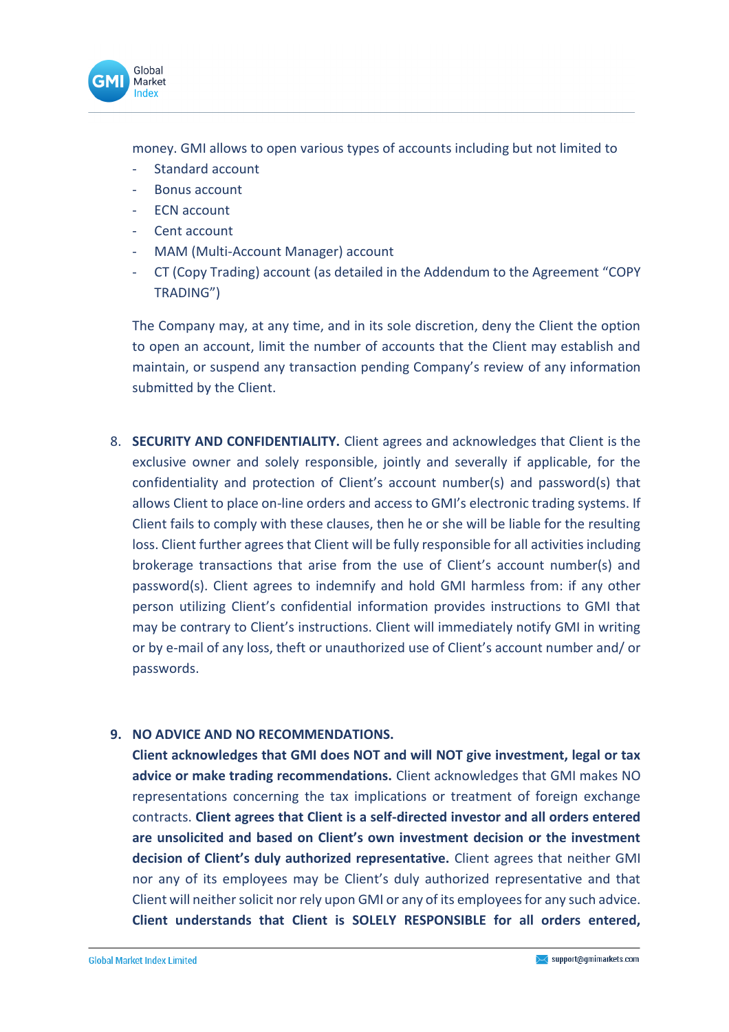money. GMI allows to open various types of accounts including but not limited to

- Standard account
- Bonus account
- ECN account
- Cent account
- MAM (Multi-Account Manager) account
- CT (Copy Trading) account (as detailed in the Addendum to the Agreement "COPY TRADING")

The Company may, at any time, and in its sole discretion, deny the Client the option to open an account, limit the number of accounts that the Client may establish and maintain, or suspend any transaction pending Company's review of any information submitted by the Client.

8. **SECURITY AND CONFIDENTIALITY.** Client agrees and acknowledges that Client is the exclusive owner and solely responsible, jointly and severally if applicable, for the confidentiality and protection of Client's account number(s) and password(s) that allows Client to place on-line orders and access to GMI's electronic trading systems. If Client fails to comply with these clauses, then he or she will be liable for the resulting loss. Client further agrees that Client will be fully responsible for all activities including brokerage transactions that arise from the use of Client's account number(s) and password(s). Client agrees to indemnify and hold GMI harmless from: if any other person utilizing Client's confidential information provides instructions to GMI that may be contrary to Client's instructions. Client will immediately notify GMI in writing or by e-mail of any loss, theft or unauthorized use of Client's account number and/ or passwords.

9. **NO ADVICE AND NO RECOMMENDATIONS.**
   **Client acknowledges that GMI does NOT and will NOT give investment, legal or tax advice or make trading recommendations.** Client acknowledges that GMI makes NO representations concerning the tax implications or treatment of foreign exchange contracts. **Client agrees that Client is a self-directed investor and all orders entered are unsolicited and based on Client's own investment decision or the investment decision of Client's duly authorized representative.** Client agrees that neither GMI nor any of its employees may be Client's duly authorized representative and that Client will neither solicit nor rely upon GMI or any of its employees for any such advice. **Client understands that Client is SOLELY RESPONSIBLE for all orders entered,**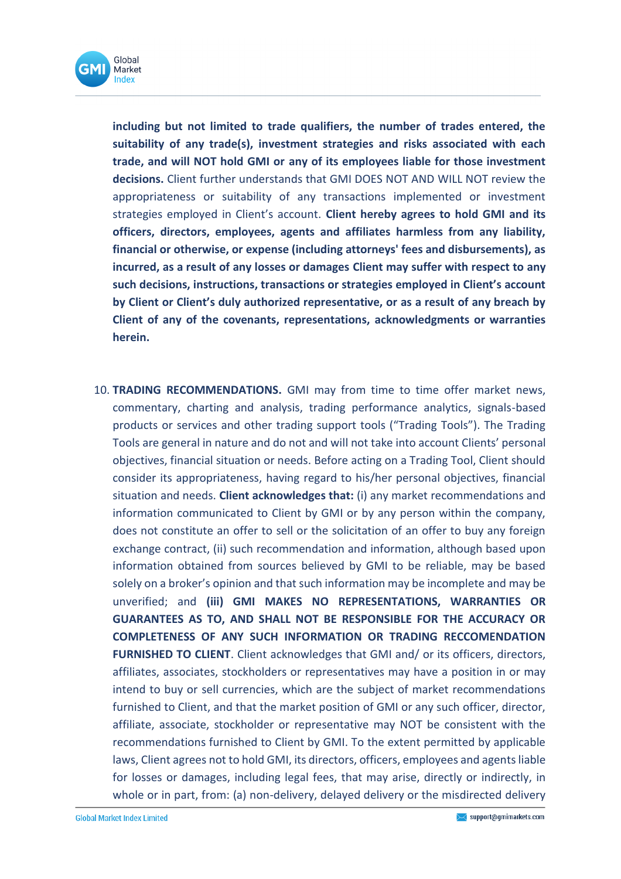**including but not limited to trade qualifiers, the number of trades entered, the suitability of any trade(s), investment strategies and risks associated with each trade, and will NOT hold GMI or any of its employees liable for those investment decisions.** Client further understands that GMI DOES NOT AND WILL NOT review the appropriateness or suitability of any transactions implemented or investment strategies employed in Client's account. **Client hereby agrees to hold GMI and its officers, directors, employees, agents and affiliates harmless from any liability, financial or otherwise, or expense (including attorneys' fees and disbursements), as incurred, as a result of any losses or damages Client may suffer with respect to any such decisions, instructions, transactions or strategies employed in Client's account by Client or Client's duly authorized representative, or as a result of any breach by Client of any of the covenants, representations, acknowledgments or warranties herein.**

10. **TRADING RECOMMENDATIONS.** GMI may from time to time offer market news, commentary, charting and analysis, trading performance analytics, signals-based products or services and other trading support tools ("Trading Tools"). The Trading Tools are general in nature and do not and will not take into account Clients' personal objectives, financial situation or needs. Before acting on a Trading Tool, Client should consider its appropriateness, having regard to his/her personal objectives, financial situation and needs. **Client acknowledges that:** (i) any market recommendations and information communicated to Client by GMI or by any person within the company, does not constitute an offer to sell or the solicitation of an offer to buy any foreign exchange contract, (ii) such recommendation and information, although based upon information obtained from sources believed by GMI to be reliable, may be based solely on a broker's opinion and that such information may be incomplete and may be unverified; and **(iii) GMI MAKES NO REPRESENTATIONS, WARRANTIES OR GUARANTEES AS TO, AND SHALL NOT BE RESPONSIBLE FOR THE ACCURACY OR COMPLETENESS OF ANY SUCH INFORMATION OR TRADING RECCOMENDATION FURNISHED TO CLIENT**. Client acknowledges that GMI and/ or its officers, directors, affiliates, associates, stockholders or representatives may have a position in or may intend to buy or sell currencies, which are the subject of market recommendations furnished to Client, and that the market position of GMI or any such officer, director, affiliate, associate, stockholder or representative may NOT be consistent with the recommendations furnished to Client by GMI. To the extent permitted by applicable laws, Client agrees not to hold GMI, its directors, officers, employees and agents liable for losses or damages, including legal fees, that may arise, directly or indirectly, in whole or in part, from: (a) non-delivery, delayed delivery or the misdirected delivery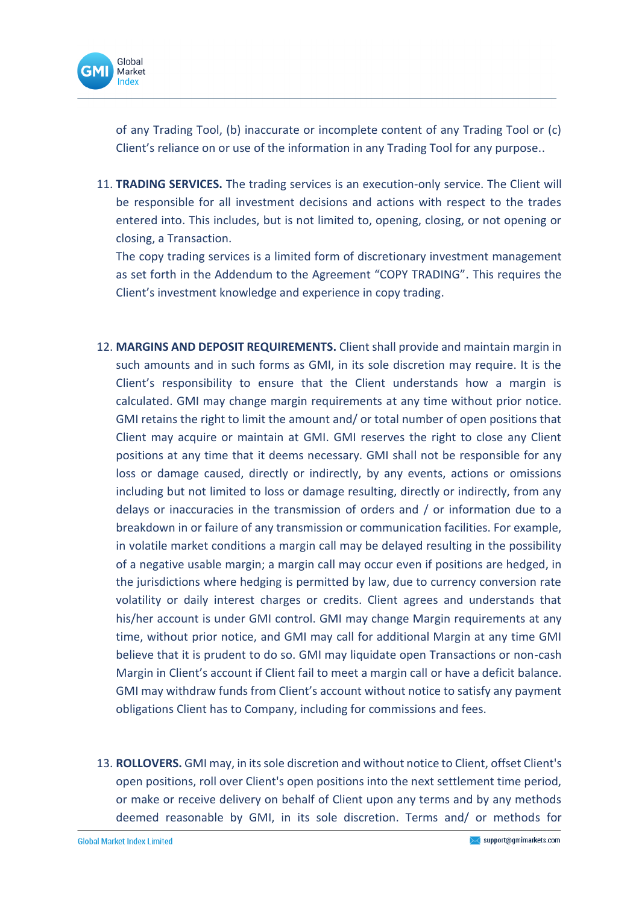of any Trading Tool, (b) inaccurate or incomplete content of any Trading Tool or (c) Client's reliance on or use of the information in any Trading Tool for any purpose..

11. **TRADING SERVICES.** The trading services is an execution-only service. The Client will be responsible for all investment decisions and actions with respect to the trades entered into. This includes, but is not limited to, opening, closing, or not opening or closing, a Transaction.
    The copy trading services is a limited form of discretionary investment management as set forth in the Addendum to the Agreement "COPY TRADING". This requires the Client's investment knowledge and experience in copy trading.

12. **MARGINS AND DEPOSIT REQUIREMENTS.** Client shall provide and maintain margin in such amounts and in such forms as GMI, in its sole discretion may require. It is the Client's responsibility to ensure that the Client understands how a margin is calculated. GMI may change margin requirements at any time without prior notice. GMI retains the right to limit the amount and/ or total number of open positions that Client may acquire or maintain at GMI. GMI reserves the right to close any Client positions at any time that it deems necessary. GMI shall not be responsible for any loss or damage caused, directly or indirectly, by any events, actions or omissions including but not limited to loss or damage resulting, directly or indirectly, from any delays or inaccuracies in the transmission of orders and / or information due to a breakdown in or failure of any transmission or communication facilities. For example, in volatile market conditions a margin call may be delayed resulting in the possibility of a negative usable margin; a margin call may occur even if positions are hedged, in the jurisdictions where hedging is permitted by law, due to currency conversion rate volatility or daily interest charges or credits. Client agrees and understands that his/her account is under GMI control. GMI may change Margin requirements at any time, without prior notice, and GMI may call for additional Margin at any time GMI believe that it is prudent to do so. GMI may liquidate open Transactions or non-cash Margin in Client's account if Client fail to meet a margin call or have a deficit balance. GMI may withdraw funds from Client's account without notice to satisfy any payment obligations Client has to Company, including for commissions and fees.

13. **ROLLOVERS.** GMI may, in its sole discretion and without notice to Client, offset Client's open positions, roll over Client's open positions into the next settlement time period, or make or receive delivery on behalf of Client upon any terms and by any methods deemed reasonable by GMI, in its sole discretion. Terms and/ or methods for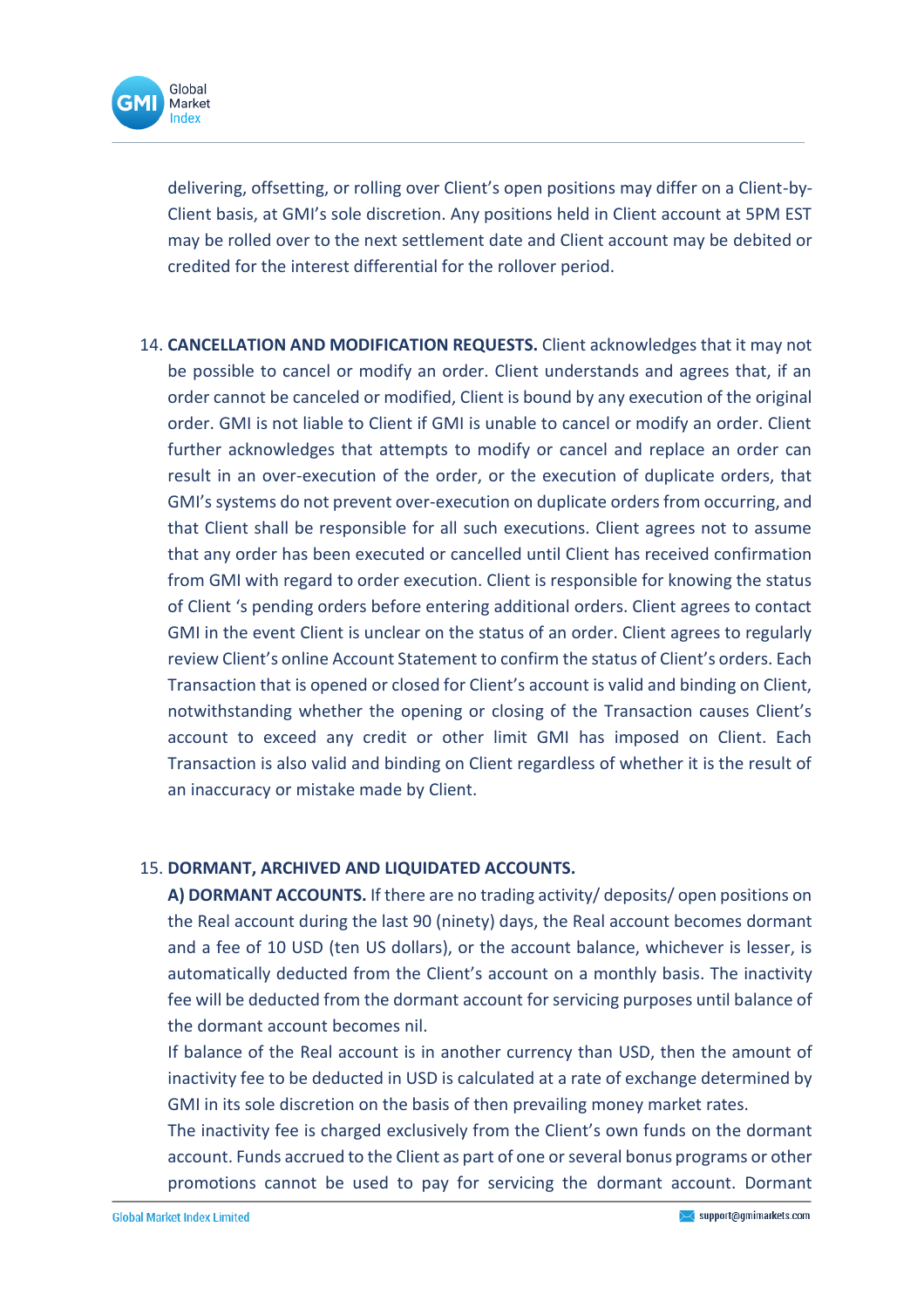delivering, offsetting, or rolling over Client's open positions may differ on a Client-by-Client basis, at GMI's sole discretion. Any positions held in Client account at 5PM EST may be rolled over to the next settlement date and Client account may be debited or credited for the interest differential for the rollover period.

14. **CANCELLATION AND MODIFICATION REQUESTS.** Client acknowledges that it may not be possible to cancel or modify an order. Client understands and agrees that, if an order cannot be canceled or modified, Client is bound by any execution of the original order. GMI is not liable to Client if GMI is unable to cancel or modify an order. Client further acknowledges that attempts to modify or cancel and replace an order can result in an over-execution of the order, or the execution of duplicate orders, that GMI's systems do not prevent over-execution on duplicate orders from occurring, and that Client shall be responsible for all such executions. Client agrees not to assume that any order has been executed or cancelled until Client has received confirmation from GMI with regard to order execution. Client is responsible for knowing the status of Client 's pending orders before entering additional orders. Client agrees to contact GMI in the event Client is unclear on the status of an order. Client agrees to regularly review Client's online Account Statement to confirm the status of Client's orders. Each Transaction that is opened or closed for Client's account is valid and binding on Client, notwithstanding whether the opening or closing of the Transaction causes Client's account to exceed any credit or other limit GMI has imposed on Client. Each Transaction is also valid and binding on Client regardless of whether it is the result of an inaccuracy or mistake made by Client.

15. **DORMANT, ARCHIVED AND LIQUIDATED ACCOUNTS.**

    **A) DORMANT ACCOUNTS.** If there are no trading activity/ deposits/ open positions on the Real account during the last 90 (ninety) days, the Real account becomes dormant and a fee of 10 USD (ten US dollars), or the account balance, whichever is lesser, is automatically deducted from the Client's account on a monthly basis. The inactivity fee will be deducted from the dormant account for servicing purposes until balance of the dormant account becomes nil.

    If balance of the Real account is in another currency than USD, then the amount of inactivity fee to be deducted in USD is calculated at a rate of exchange determined by GMI in its sole discretion on the basis of then prevailing money market rates.

    The inactivity fee is charged exclusively from the Client's own funds on the dormant account. Funds accrued to the Client as part of one or several bonus programs or other promotions cannot be used to pay for servicing the dormant account. Dormant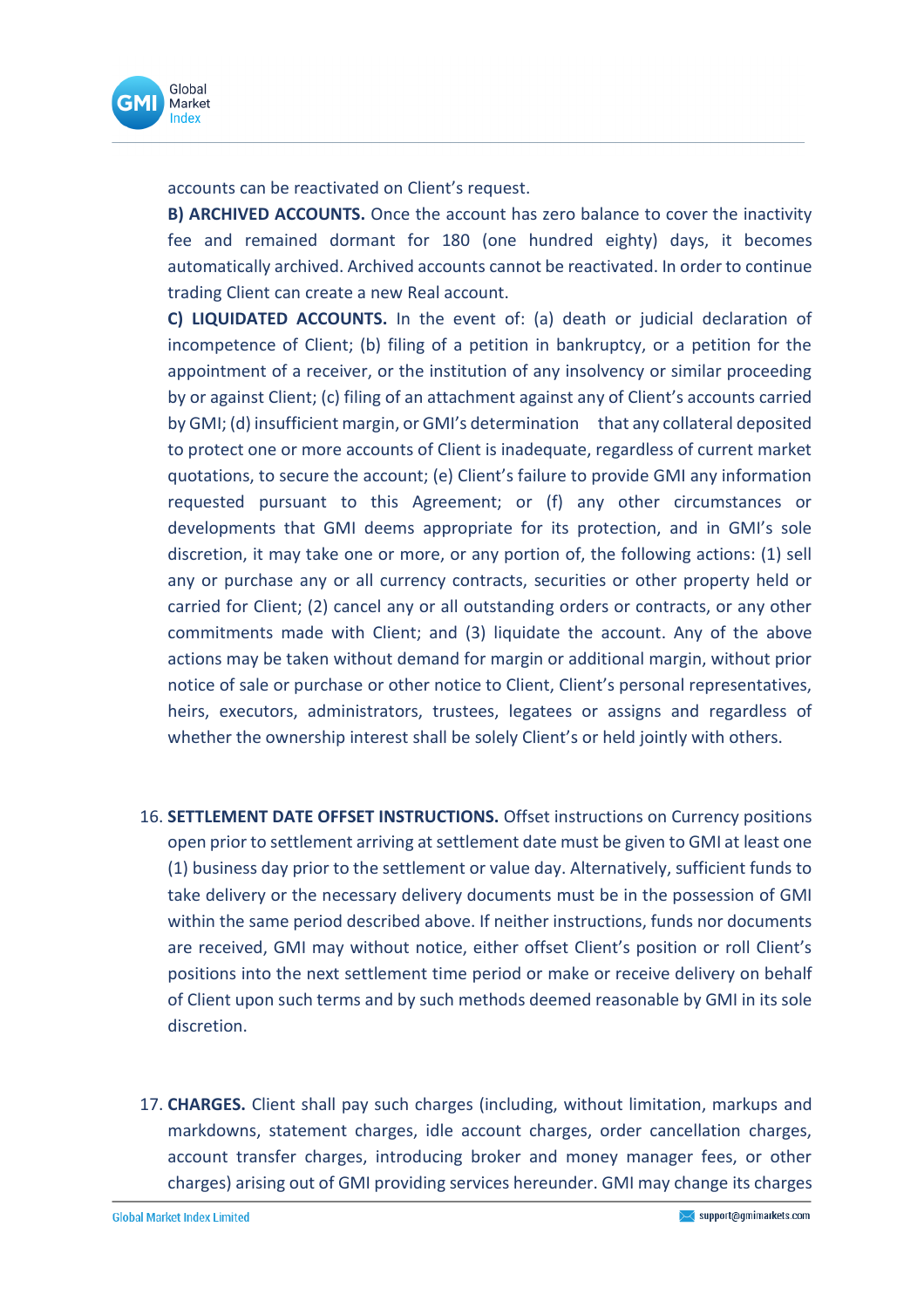accounts can be reactivated on Client's request.

**B) ARCHIVED ACCOUNTS.** Once the account has zero balance to cover the inactivity fee and remained dormant for 180 (one hundred eighty) days, it becomes automatically archived. Archived accounts cannot be reactivated. In order to continue trading Client can create a new Real account.

**C) LIQUIDATED ACCOUNTS.** In the event of: (a) death or judicial declaration of incompetence of Client; (b) filing of a petition in bankruptcy, or a petition for the appointment of a receiver, or the institution of any insolvency or similar proceeding by or against Client; (c) filing of an attachment against any of Client's accounts carried by GMI; (d) insufficient margin, or GMI's determination that any collateral deposited to protect one or more accounts of Client is inadequate, regardless of current market quotations, to secure the account; (e) Client's failure to provide GMI any information requested pursuant to this Agreement; or (f) any other circumstances or developments that GMI deems appropriate for its protection, and in GMI's sole discretion, it may take one or more, or any portion of, the following actions: (1) sell any or purchase any or all currency contracts, securities or other property held or carried for Client; (2) cancel any or all outstanding orders or contracts, or any other commitments made with Client; and (3) liquidate the account. Any of the above actions may be taken without demand for margin or additional margin, without prior notice of sale or purchase or other notice to Client, Client's personal representatives, heirs, executors, administrators, trustees, legatees or assigns and regardless of whether the ownership interest shall be solely Client's or held jointly with others.

16. **SETTLEMENT DATE OFFSET INSTRUCTIONS.** Offset instructions on Currency positions open prior to settlement arriving at settlement date must be given to GMI at least one (1) business day prior to the settlement or value day. Alternatively, sufficient funds to take delivery or the necessary delivery documents must be in the possession of GMI within the same period described above. If neither instructions, funds nor documents are received, GMI may without notice, either offset Client's position or roll Client's positions into the next settlement time period or make or receive delivery on behalf of Client upon such terms and by such methods deemed reasonable by GMI in its sole discretion.

17. **CHARGES.** Client shall pay such charges (including, without limitation, markups and markdowns, statement charges, idle account charges, order cancellation charges, account transfer charges, introducing broker and money manager fees, or other charges) arising out of GMI providing services hereunder. GMI may change its charges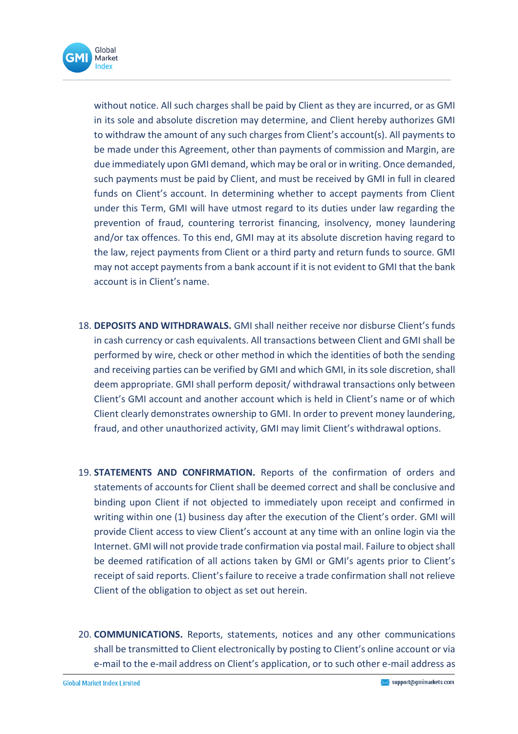without notice. All such charges shall be paid by Client as they are incurred, or as GMI in its sole and absolute discretion may determine, and Client hereby authorizes GMI to withdraw the amount of any such charges from Client's account(s). All payments to be made under this Agreement, other than payments of commission and Margin, are due immediately upon GMI demand, which may be oral or in writing. Once demanded, such payments must be paid by Client, and must be received by GMI in full in cleared funds on Client's account. In determining whether to accept payments from Client under this Term, GMI will have utmost regard to its duties under law regarding the prevention of fraud, countering terrorist financing, insolvency, money laundering and/or tax offences. To this end, GMI may at its absolute discretion having regard to the law, reject payments from Client or a third party and return funds to source. GMI may not accept payments from a bank account if it is not evident to GMI that the bank account is in Client's name.

18. **DEPOSITS AND WITHDRAWALS.** GMI shall neither receive nor disburse Client's funds in cash currency or cash equivalents. All transactions between Client and GMI shall be performed by wire, check or other method in which the identities of both the sending and receiving parties can be verified by GMI and which GMI, in its sole discretion, shall deem appropriate. GMI shall perform deposit/ withdrawal transactions only between Client's GMI account and another account which is held in Client's name or of which Client clearly demonstrates ownership to GMI. In order to prevent money laundering, fraud, and other unauthorized activity, GMI may limit Client's withdrawal options.

19. **STATEMENTS AND CONFIRMATION.** Reports of the confirmation of orders and statements of accounts for Client shall be deemed correct and shall be conclusive and binding upon Client if not objected to immediately upon receipt and confirmed in writing within one (1) business day after the execution of the Client's order. GMI will provide Client access to view Client's account at any time with an online login via the Internet. GMI will not provide trade confirmation via postal mail. Failure to object shall be deemed ratification of all actions taken by GMI or GMI's agents prior to Client's receipt of said reports. Client's failure to receive a trade confirmation shall not relieve Client of the obligation to object as set out herein.

20. **COMMUNICATIONS.** Reports, statements, notices and any other communications shall be transmitted to Client electronically by posting to Client's online account or via e-mail to the e-mail address on Client's application, or to such other e-mail address as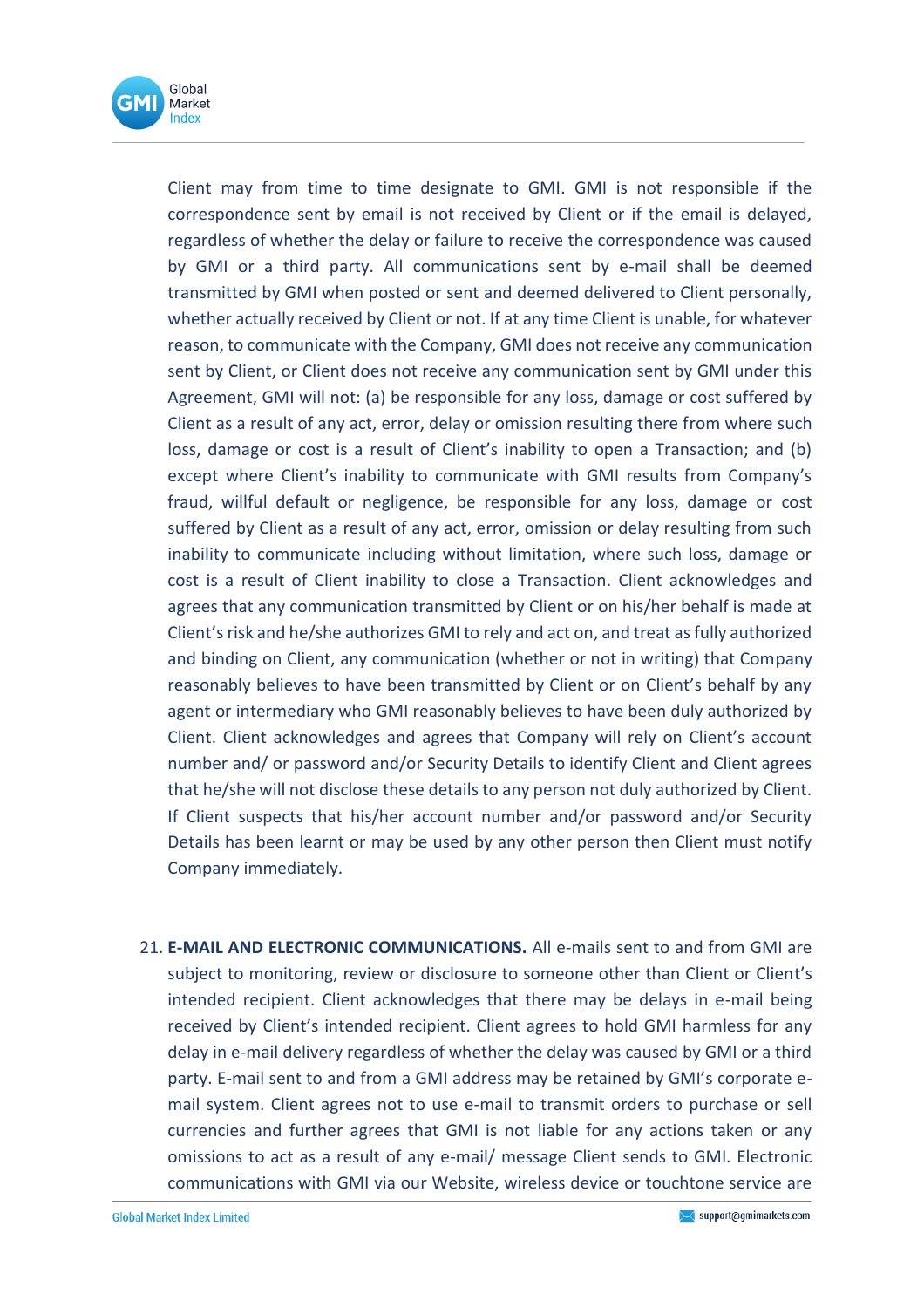Client may from time to time designate to GMI. GMI is not responsible if the correspondence sent by email is not received by Client or if the email is delayed, regardless of whether the delay or failure to receive the correspondence was caused by GMI or a third party. All communications sent by e-mail shall be deemed transmitted by GMI when posted or sent and deemed delivered to Client personally, whether actually received by Client or not. If at any time Client is unable, for whatever reason, to communicate with the Company, GMI does not receive any communication sent by Client, or Client does not receive any communication sent by GMI under this Agreement, GMI will not: (a) be responsible for any loss, damage or cost suffered by Client as a result of any act, error, delay or omission resulting there from where such loss, damage or cost is a result of Client's inability to open a Transaction; and (b) except where Client's inability to communicate with GMI results from Company's fraud, willful default or negligence, be responsible for any loss, damage or cost suffered by Client as a result of any act, error, omission or delay resulting from such inability to communicate including without limitation, where such loss, damage or cost is a result of Client inability to close a Transaction. Client acknowledges and agrees that any communication transmitted by Client or on his/her behalf is made at Client's risk and he/she authorizes GMI to rely and act on, and treat as fully authorized and binding on Client, any communication (whether or not in writing) that Company reasonably believes to have been transmitted by Client or on Client's behalf by any agent or intermediary who GMI reasonably believes to have been duly authorized by Client. Client acknowledges and agrees that Company will rely on Client's account number and/ or password and/or Security Details to identify Client and Client agrees that he/she will not disclose these details to any person not duly authorized by Client. If Client suspects that his/her account number and/or password and/or Security Details has been learnt or may be used by any other person then Client must notify Company immediately.

21. **E-MAIL AND ELECTRONIC COMMUNICATIONS.** All e-mails sent to and from GMI are subject to monitoring, review or disclosure to someone other than Client or Client's intended recipient. Client acknowledges that there may be delays in e-mail being received by Client's intended recipient. Client agrees to hold GMI harmless for any delay in e-mail delivery regardless of whether the delay was caused by GMI or a third party. E-mail sent to and from a GMI address may be retained by GMI's corporate e-mail system. Client agrees not to use e-mail to transmit orders to purchase or sell currencies and further agrees that GMI is not liable for any actions taken or any omissions to act as a result of any e-mail/ message Client sends to GMI. Electronic communications with GMI via our Website, wireless device or touchtone service are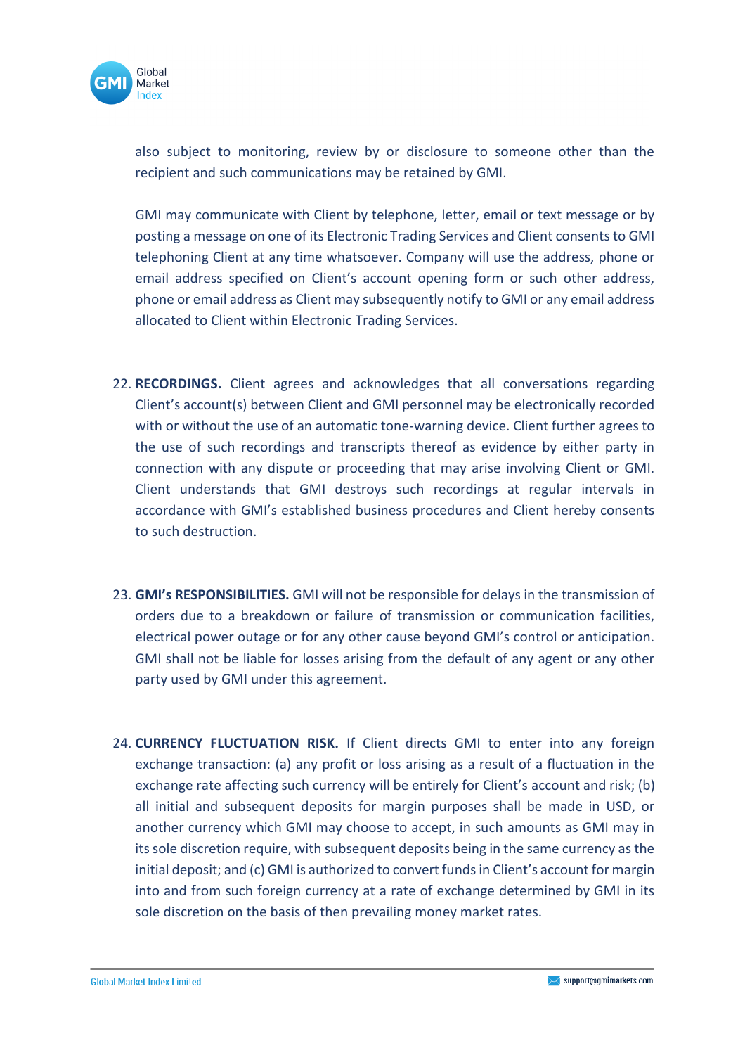also subject to monitoring, review by or disclosure to someone other than the recipient and such communications may be retained by GMI.

GMI may communicate with Client by telephone, letter, email or text message or by posting a message on one of its Electronic Trading Services and Client consents to GMI telephoning Client at any time whatsoever. Company will use the address, phone or email address specified on Client's account opening form or such other address, phone or email address as Client may subsequently notify to GMI or any email address allocated to Client within Electronic Trading Services.

22. **RECORDINGS.** Client agrees and acknowledges that all conversations regarding Client's account(s) between Client and GMI personnel may be electronically recorded with or without the use of an automatic tone-warning device. Client further agrees to the use of such recordings and transcripts thereof as evidence by either party in connection with any dispute or proceeding that may arise involving Client or GMI. Client understands that GMI destroys such recordings at regular intervals in accordance with GMI's established business procedures and Client hereby consents to such destruction.

23. **GMI's RESPONSIBILITIES.** GMI will not be responsible for delays in the transmission of orders due to a breakdown or failure of transmission or communication facilities, electrical power outage or for any other cause beyond GMI's control or anticipation. GMI shall not be liable for losses arising from the default of any agent or any other party used by GMI under this agreement.

24. **CURRENCY FLUCTUATION RISK.** If Client directs GMI to enter into any foreign exchange transaction: (a) any profit or loss arising as a result of a fluctuation in the exchange rate affecting such currency will be entirely for Client's account and risk; (b) all initial and subsequent deposits for margin purposes shall be made in USD, or another currency which GMI may choose to accept, in such amounts as GMI may in its sole discretion require, with subsequent deposits being in the same currency as the initial deposit; and (c) GMI is authorized to convert funds in Client's account for margin into and from such foreign currency at a rate of exchange determined by GMI in its sole discretion on the basis of then prevailing money market rates.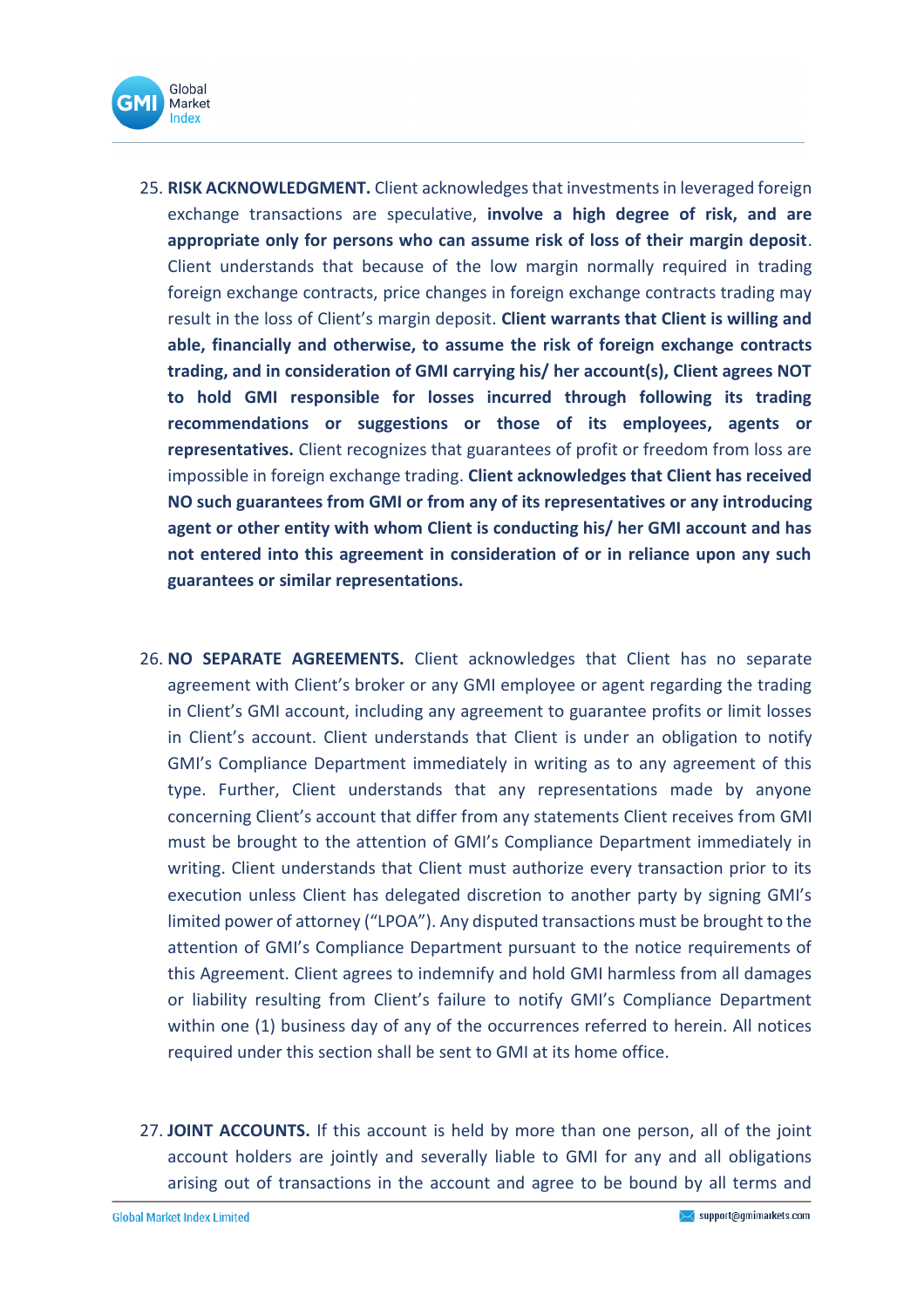25. **RISK ACKNOWLEDGMENT.** Client acknowledges that investments in leveraged foreign exchange transactions are speculative, **involve a high degree of risk, and are appropriate only for persons who can assume risk of loss of their margin deposit**. Client understands that because of the low margin normally required in trading foreign exchange contracts, price changes in foreign exchange contracts trading may result in the loss of Client's margin deposit. **Client warrants that Client is willing and able, financially and otherwise, to assume the risk of foreign exchange contracts trading, and in consideration of GMI carrying his/ her account(s), Client agrees NOT to hold GMI responsible for losses incurred through following its trading recommendations or suggestions or those of its employees, agents or representatives.** Client recognizes that guarantees of profit or freedom from loss are impossible in foreign exchange trading. **Client acknowledges that Client has received NO such guarantees from GMI or from any of its representatives or any introducing agent or other entity with whom Client is conducting his/ her GMI account and has not entered into this agreement in consideration of or in reliance upon any such guarantees or similar representations.**

26. **NO SEPARATE AGREEMENTS.** Client acknowledges that Client has no separate agreement with Client's broker or any GMI employee or agent regarding the trading in Client's GMI account, including any agreement to guarantee profits or limit losses in Client's account. Client understands that Client is under an obligation to notify GMI's Compliance Department immediately in writing as to any agreement of this type. Further, Client understands that any representations made by anyone concerning Client's account that differ from any statements Client receives from GMI must be brought to the attention of GMI's Compliance Department immediately in writing. Client understands that Client must authorize every transaction prior to its execution unless Client has delegated discretion to another party by signing GMI's limited power of attorney ("LPOA"). Any disputed transactions must be brought to the attention of GMI's Compliance Department pursuant to the notice requirements of this Agreement. Client agrees to indemnify and hold GMI harmless from all damages or liability resulting from Client's failure to notify GMI's Compliance Department within one (1) business day of any of the occurrences referred to herein. All notices required under this section shall be sent to GMI at its home office.

27. **JOINT ACCOUNTS.** If this account is held by more than one person, all of the joint account holders are jointly and severally liable to GMI for any and all obligations arising out of transactions in the account and agree to be bound by all terms and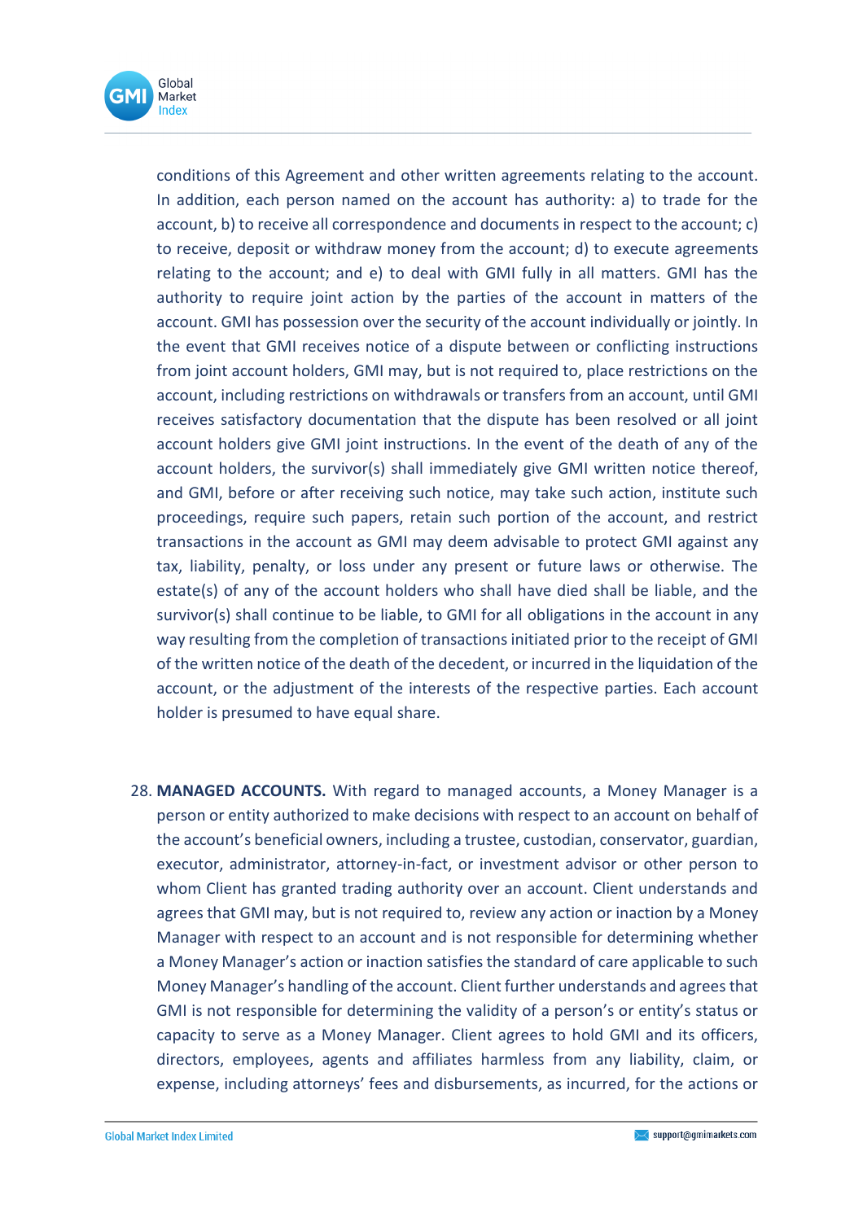conditions of this Agreement and other written agreements relating to the account. In addition, each person named on the account has authority: a) to trade for the account, b) to receive all correspondence and documents in respect to the account; c) to receive, deposit or withdraw money from the account; d) to execute agreements relating to the account; and e) to deal with GMI fully in all matters. GMI has the authority to require joint action by the parties of the account in matters of the account. GMI has possession over the security of the account individually or jointly. In the event that GMI receives notice of a dispute between or conflicting instructions from joint account holders, GMI may, but is not required to, place restrictions on the account, including restrictions on withdrawals or transfers from an account, until GMI receives satisfactory documentation that the dispute has been resolved or all joint account holders give GMI joint instructions. In the event of the death of any of the account holders, the survivor(s) shall immediately give GMI written notice thereof, and GMI, before or after receiving such notice, may take such action, institute such proceedings, require such papers, retain such portion of the account, and restrict transactions in the account as GMI may deem advisable to protect GMI against any tax, liability, penalty, or loss under any present or future laws or otherwise. The estate(s) of any of the account holders who shall have died shall be liable, and the survivor(s) shall continue to be liable, to GMI for all obligations in the account in any way resulting from the completion of transactions initiated prior to the receipt of GMI of the written notice of the death of the decedent, or incurred in the liquidation of the account, or the adjustment of the interests of the respective parties. Each account holder is presumed to have equal share.

28. **MANAGED ACCOUNTS.** With regard to managed accounts, a Money Manager is a person or entity authorized to make decisions with respect to an account on behalf of the account's beneficial owners, including a trustee, custodian, conservator, guardian, executor, administrator, attorney-in-fact, or investment advisor or other person to whom Client has granted trading authority over an account. Client understands and agrees that GMI may, but is not required to, review any action or inaction by a Money Manager with respect to an account and is not responsible for determining whether a Money Manager's action or inaction satisfies the standard of care applicable to such Money Manager's handling of the account. Client further understands and agrees that GMI is not responsible for determining the validity of a person's or entity's status or capacity to serve as a Money Manager. Client agrees to hold GMI and its officers, directors, employees, agents and affiliates harmless from any liability, claim, or expense, including attorneys' fees and disbursements, as incurred, for the actions or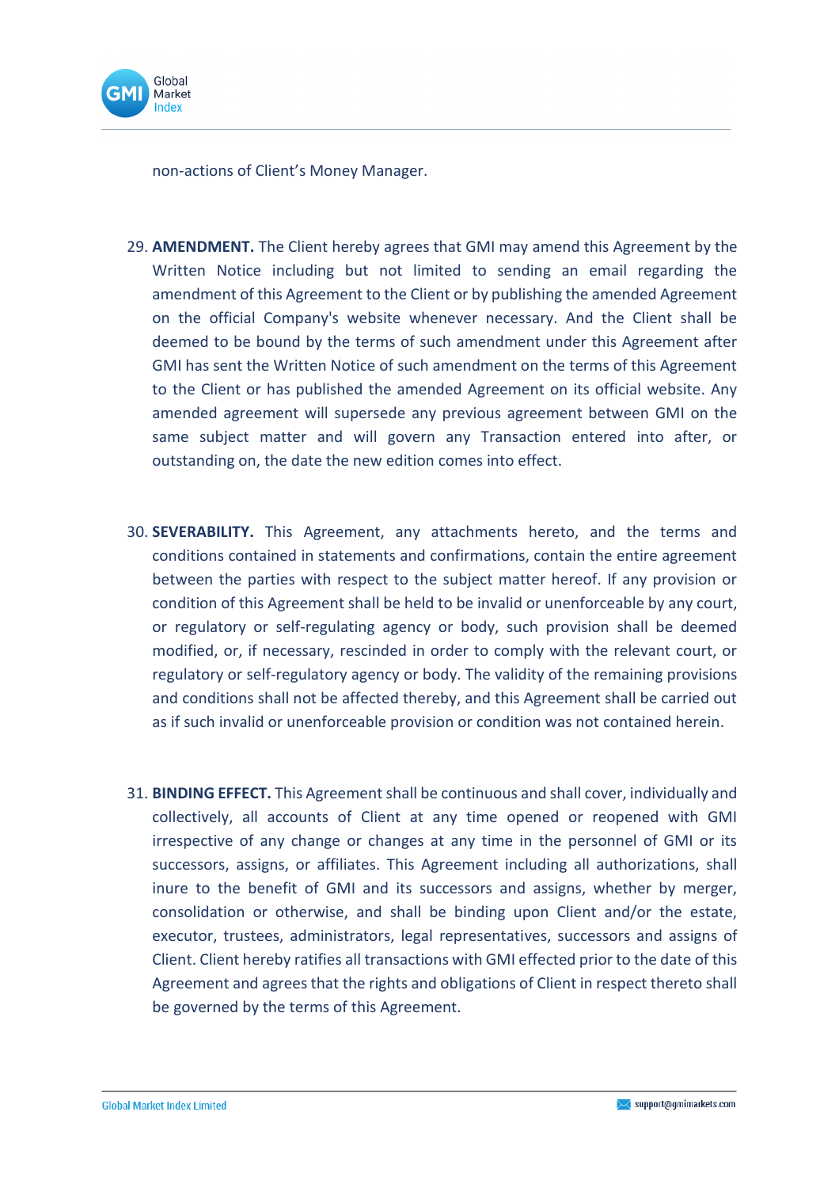non-actions of Client's Money Manager.

29. **AMENDMENT.** The Client hereby agrees that GMI may amend this Agreement by the Written Notice including but not limited to sending an email regarding the amendment of this Agreement to the Client or by publishing the amended Agreement on the official Company's website whenever necessary. And the Client shall be deemed to be bound by the terms of such amendment under this Agreement after GMI has sent the Written Notice of such amendment on the terms of this Agreement to the Client or has published the amended Agreement on its official website. Any amended agreement will supersede any previous agreement between GMI on the same subject matter and will govern any Transaction entered into after, or outstanding on, the date the new edition comes into effect.

30. **SEVERABILITY.** This Agreement, any attachments hereto, and the terms and conditions contained in statements and confirmations, contain the entire agreement between the parties with respect to the subject matter hereof. If any provision or condition of this Agreement shall be held to be invalid or unenforceable by any court, or regulatory or self-regulating agency or body, such provision shall be deemed modified, or, if necessary, rescinded in order to comply with the relevant court, or regulatory or self-regulatory agency or body. The validity of the remaining provisions and conditions shall not be affected thereby, and this Agreement shall be carried out as if such invalid or unenforceable provision or condition was not contained herein.

31. **BINDING EFFECT.** This Agreement shall be continuous and shall cover, individually and collectively, all accounts of Client at any time opened or reopened with GMI irrespective of any change or changes at any time in the personnel of GMI or its successors, assigns, or affiliates. This Agreement including all authorizations, shall inure to the benefit of GMI and its successors and assigns, whether by merger, consolidation or otherwise, and shall be binding upon Client and/or the estate, executor, trustees, administrators, legal representatives, successors and assigns of Client. Client hereby ratifies all transactions with GMI effected prior to the date of this Agreement and agrees that the rights and obligations of Client in respect thereto shall be governed by the terms of this Agreement.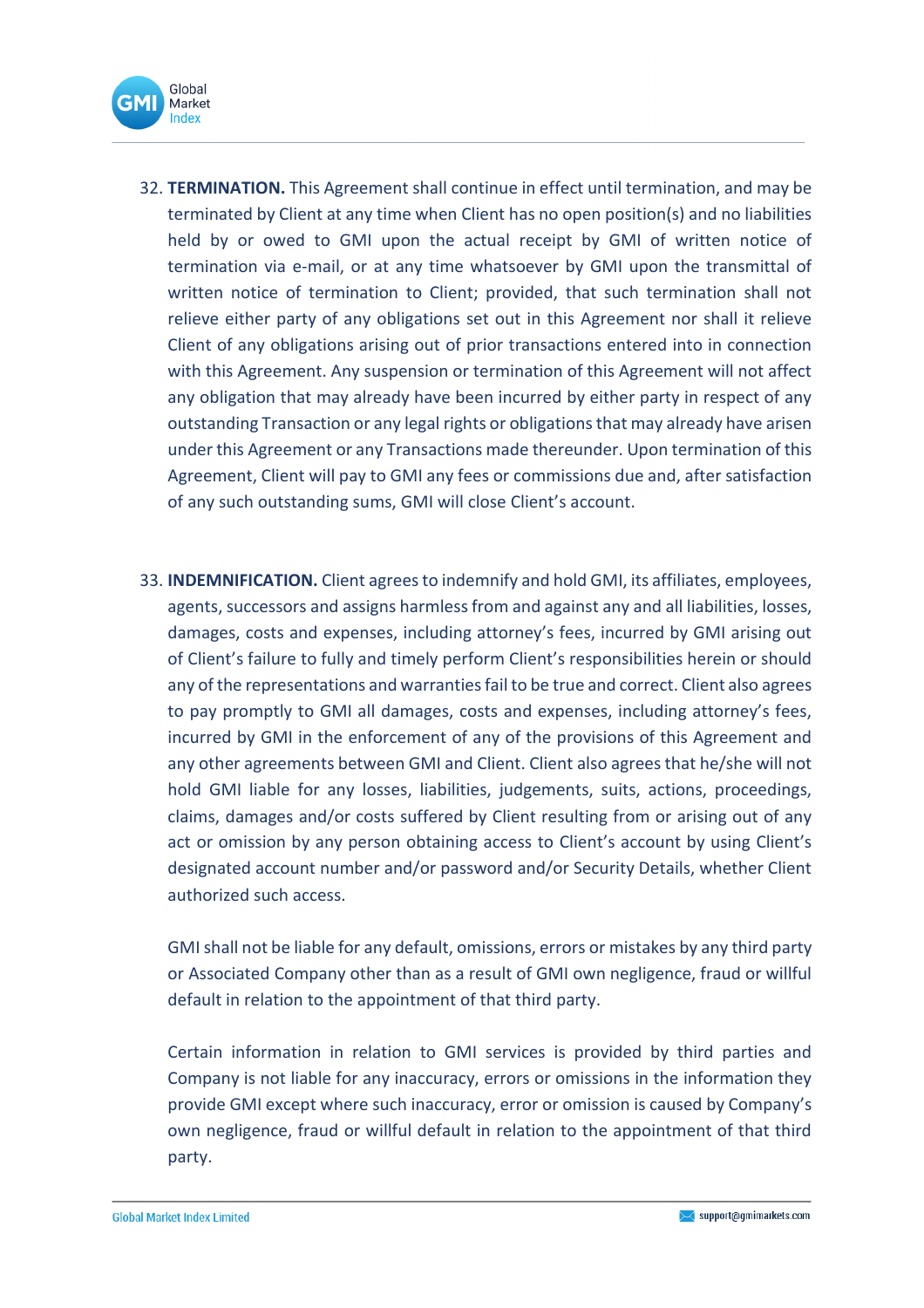32. **TERMINATION.** This Agreement shall continue in effect until termination, and may be terminated by Client at any time when Client has no open position(s) and no liabilities held by or owed to GMI upon the actual receipt by GMI of written notice of termination via e-mail, or at any time whatsoever by GMI upon the transmittal of written notice of termination to Client; provided, that such termination shall not relieve either party of any obligations set out in this Agreement nor shall it relieve Client of any obligations arising out of prior transactions entered into in connection with this Agreement. Any suspension or termination of this Agreement will not affect any obligation that may already have been incurred by either party in respect of any outstanding Transaction or any legal rights or obligations that may already have arisen under this Agreement or any Transactions made thereunder. Upon termination of this Agreement, Client will pay to GMI any fees or commissions due and, after satisfaction of any such outstanding sums, GMI will close Client's account.

33. **INDEMNIFICATION.** Client agrees to indemnify and hold GMI, its affiliates, employees, agents, successors and assigns harmless from and against any and all liabilities, losses, damages, costs and expenses, including attorney's fees, incurred by GMI arising out of Client's failure to fully and timely perform Client's responsibilities herein or should any of the representations and warranties fail to be true and correct. Client also agrees to pay promptly to GMI all damages, costs and expenses, including attorney's fees, incurred by GMI in the enforcement of any of the provisions of this Agreement and any other agreements between GMI and Client. Client also agrees that he/she will not hold GMI liable for any losses, liabilities, judgements, suits, actions, proceedings, claims, damages and/or costs suffered by Client resulting from or arising out of any act or omission by any person obtaining access to Client's account by using Client's designated account number and/or password and/or Security Details, whether Client authorized such access.

    GMI shall not be liable for any default, omissions, errors or mistakes by any third party or Associated Company other than as a result of GMI own negligence, fraud or willful default in relation to the appointment of that third party.

    Certain information in relation to GMI services is provided by third parties and Company is not liable for any inaccuracy, errors or omissions in the information they provide GMI except where such inaccuracy, error or omission is caused by Company's own negligence, fraud or willful default in relation to the appointment of that third party.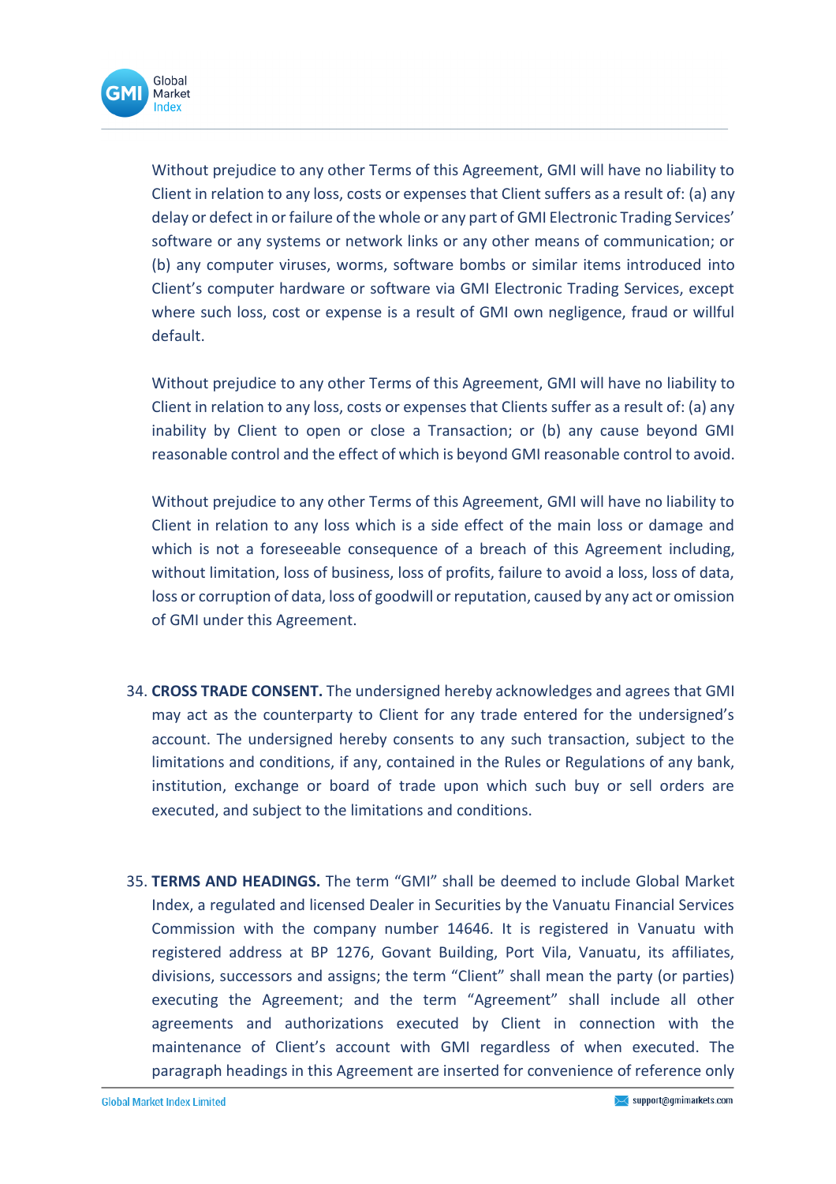Without prejudice to any other Terms of this Agreement, GMI will have no liability to Client in relation to any loss, costs or expenses that Client suffers as a result of: (a) any delay or defect in or failure of the whole or any part of GMI Electronic Trading Services' software or any systems or network links or any other means of communication; or (b) any computer viruses, worms, software bombs or similar items introduced into Client's computer hardware or software via GMI Electronic Trading Services, except where such loss, cost or expense is a result of GMI own negligence, fraud or willful default.

Without prejudice to any other Terms of this Agreement, GMI will have no liability to Client in relation to any loss, costs or expenses that Clients suffer as a result of: (a) any inability by Client to open or close a Transaction; or (b) any cause beyond GMI reasonable control and the effect of which is beyond GMI reasonable control to avoid.

Without prejudice to any other Terms of this Agreement, GMI will have no liability to Client in relation to any loss which is a side effect of the main loss or damage and which is not a foreseeable consequence of a breach of this Agreement including, without limitation, loss of business, loss of profits, failure to avoid a loss, loss of data, loss or corruption of data, loss of goodwill or reputation, caused by any act or omission of GMI under this Agreement.

34. **CROSS TRADE CONSENT.** The undersigned hereby acknowledges and agrees that GMI may act as the counterparty to Client for any trade entered for the undersigned's account. The undersigned hereby consents to any such transaction, subject to the limitations and conditions, if any, contained in the Rules or Regulations of any bank, institution, exchange or board of trade upon which such buy or sell orders are executed, and subject to the limitations and conditions.

35. **TERMS AND HEADINGS.** The term "GMI" shall be deemed to include Global Market Index, a regulated and licensed Dealer in Securities by the Vanuatu Financial Services Commission with the company number 14646. It is registered in Vanuatu with registered address at BP 1276, Govant Building, Port Vila, Vanuatu, its affiliates, divisions, successors and assigns; the term "Client" shall mean the party (or parties) executing the Agreement; and the term "Agreement" shall include all other agreements and authorizations executed by Client in connection with the maintenance of Client's account with GMI regardless of when executed. The paragraph headings in this Agreement are inserted for convenience of reference only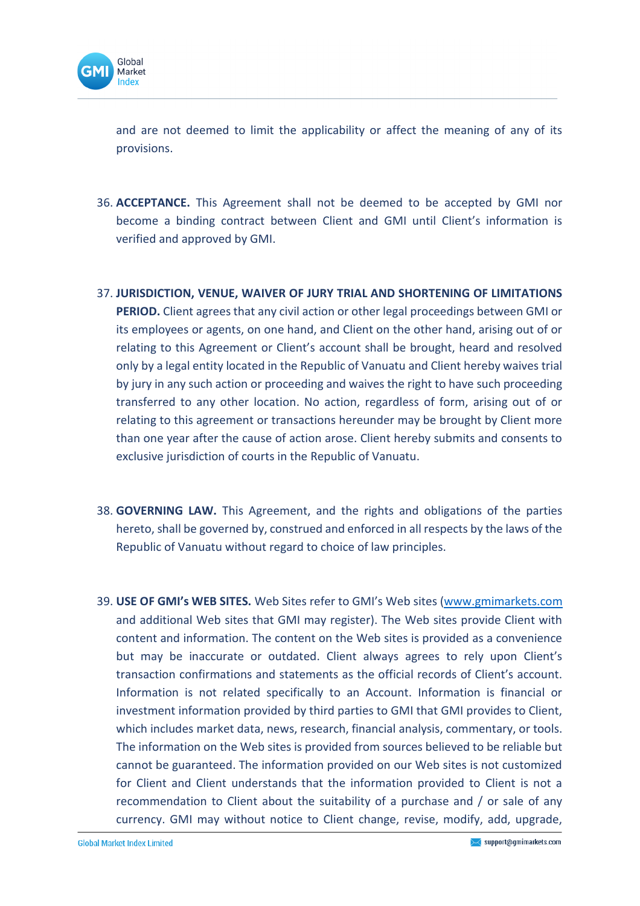and are not deemed to limit the applicability or affect the meaning of any of its provisions.

36. **ACCEPTANCE.** This Agreement shall not be deemed to be accepted by GMI nor become a binding contract between Client and GMI until Client's information is verified and approved by GMI.

37. **JURISDICTION, VENUE, WAIVER OF JURY TRIAL AND SHORTENING OF LIMITATIONS PERIOD.** Client agrees that any civil action or other legal proceedings between GMI or its employees or agents, on one hand, and Client on the other hand, arising out of or relating to this Agreement or Client's account shall be brought, heard and resolved only by a legal entity located in the Republic of Vanuatu and Client hereby waives trial by jury in any such action or proceeding and waives the right to have such proceeding transferred to any other location. No action, regardless of form, arising out of or relating to this agreement or transactions hereunder may be brought by Client more than one year after the cause of action arose. Client hereby submits and consents to exclusive jurisdiction of courts in the Republic of Vanuatu.

38. **GOVERNING LAW.** This Agreement, and the rights and obligations of the parties hereto, shall be governed by, construed and enforced in all respects by the laws of the Republic of Vanuatu without regard to choice of law principles.

39. **USE OF GMI's WEB SITES.** Web Sites refer to GMI's Web sites (www.gmimarkets.com and additional Web sites that GMI may register). The Web sites provide Client with content and information. The content on the Web sites is provided as a convenience but may be inaccurate or outdated. Client always agrees to rely upon Client's transaction confirmations and statements as the official records of Client's account. Information is not related specifically to an Account. Information is financial or investment information provided by third parties to GMI that GMI provides to Client, which includes market data, news, research, financial analysis, commentary, or tools. The information on the Web sites is provided from sources believed to be reliable but cannot be guaranteed. The information provided on our Web sites is not customized for Client and Client understands that the information provided to Client is not a recommendation to Client about the suitability of a purchase and / or sale of any currency. GMI may without notice to Client change, revise, modify, add, upgrade,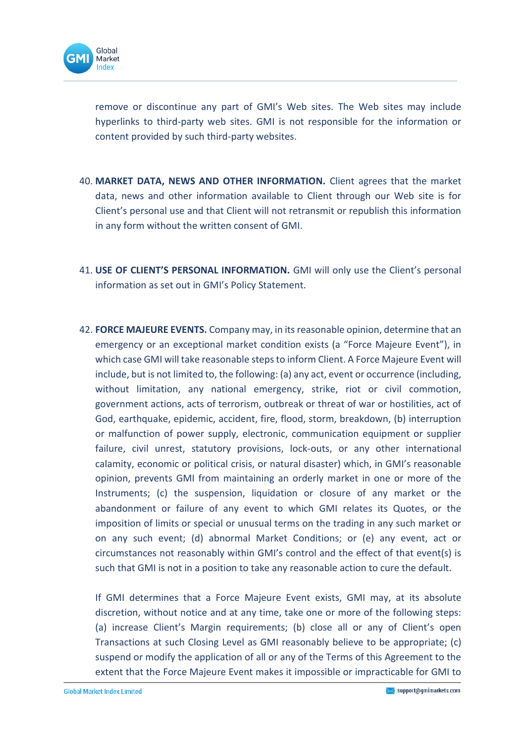remove or discontinue any part of GMI's Web sites. The Web sites may include hyperlinks to third-party web sites. GMI is not responsible for the information or content provided by such third-party websites.

40. **MARKET DATA, NEWS AND OTHER INFORMATION.** Client agrees that the market data, news and other information available to Client through our Web site is for Client's personal use and that Client will not retransmit or republish this information in any form without the written consent of GMI.

41. **USE OF CLIENT'S PERSONAL INFORMATION.** GMI will only use the Client's personal information as set out in GMI's Policy Statement.

42. **FORCE MAJEURE EVENTS.** Company may, in its reasonable opinion, determine that an emergency or an exceptional market condition exists (a "Force Majeure Event"), in which case GMI will take reasonable steps to inform Client. A Force Majeure Event will include, but is not limited to, the following: (a) any act, event or occurrence (including, without limitation, any national emergency, strike, riot or civil commotion, government actions, acts of terrorism, outbreak or threat of war or hostilities, act of God, earthquake, epidemic, accident, fire, flood, storm, breakdown, (b) interruption or malfunction of power supply, electronic, communication equipment or supplier failure, civil unrest, statutory provisions, lock-outs, or any other international calamity, economic or political crisis, or natural disaster) which, in GMI's reasonable opinion, prevents GMI from maintaining an orderly market in one or more of the Instruments; (c) the suspension, liquidation or closure of any market or the abandonment or failure of any event to which GMI relates its Quotes, or the imposition of limits or special or unusual terms on the trading in any such market or on any such event; (d) abnormal Market Conditions; or (e) any event, act or circumstances not reasonably within GMI's control and the effect of that event(s) is such that GMI is not in a position to take any reasonable action to cure the default.

    If GMI determines that a Force Majeure Event exists, GMI may, at its absolute discretion, without notice and at any time, take one or more of the following steps: (a) increase Client's Margin requirements; (b) close all or any of Client's open Transactions at such Closing Level as GMI reasonably believe to be appropriate; (c) suspend or modify the application of all or any of the Terms of this Agreement to the extent that the Force Majeure Event makes it impossible or impracticable for GMI to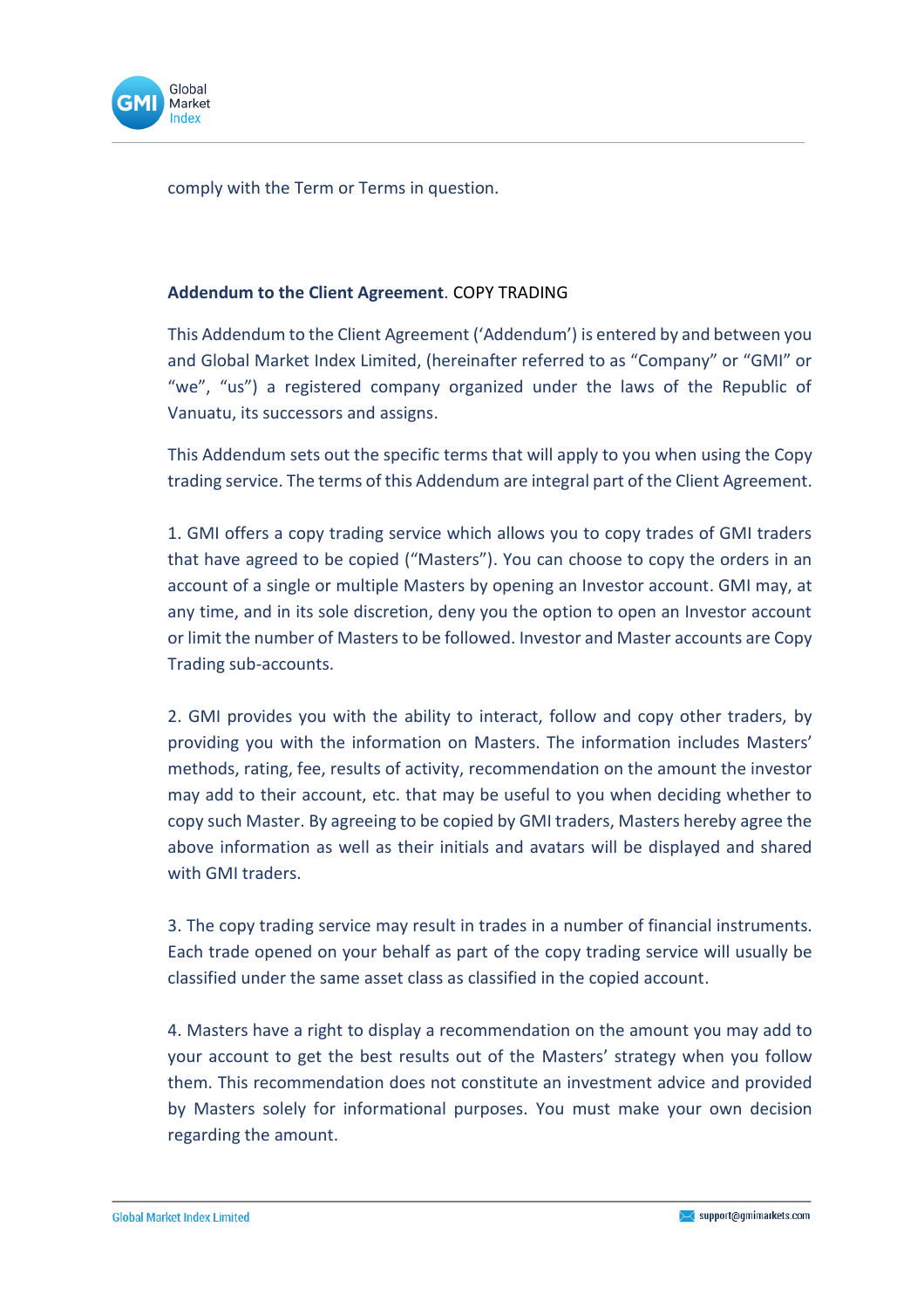comply with the Term or Terms in question.

**Addendum to the Client Agreement**. COPY TRADING

This Addendum to the Client Agreement ('Addendum') is entered by and between you and Global Market Index Limited, (hereinafter referred to as "Company" or "GMI" or "we", "us") a registered company organized under the laws of the Republic of Vanuatu, its successors and assigns.

This Addendum sets out the specific terms that will apply to you when using the Copy trading service. The terms of this Addendum are integral part of the Client Agreement.

1. GMI offers a copy trading service which allows you to copy trades of GMI traders that have agreed to be copied ("Masters"). You can choose to copy the orders in an account of a single or multiple Masters by opening an Investor account. GMI may, at any time, and in its sole discretion, deny you the option to open an Investor account or limit the number of Masters to be followed. Investor and Master accounts are Copy Trading sub-accounts.

2. GMI provides you with the ability to interact, follow and copy other traders, by providing you with the information on Masters. The information includes Masters' methods, rating, fee, results of activity, recommendation on the amount the investor may add to their account, etc. that may be useful to you when deciding whether to copy such Master. By agreeing to be copied by GMI traders, Masters hereby agree the above information as well as their initials and avatars will be displayed and shared with GMI traders.

3. The copy trading service may result in trades in a number of financial instruments. Each trade opened on your behalf as part of the copy trading service will usually be classified under the same asset class as classified in the copied account.

4. Masters have a right to display a recommendation on the amount you may add to your account to get the best results out of the Masters' strategy when you follow them. This recommendation does not constitute an investment advice and provided by Masters solely for informational purposes. You must make your own decision regarding the amount.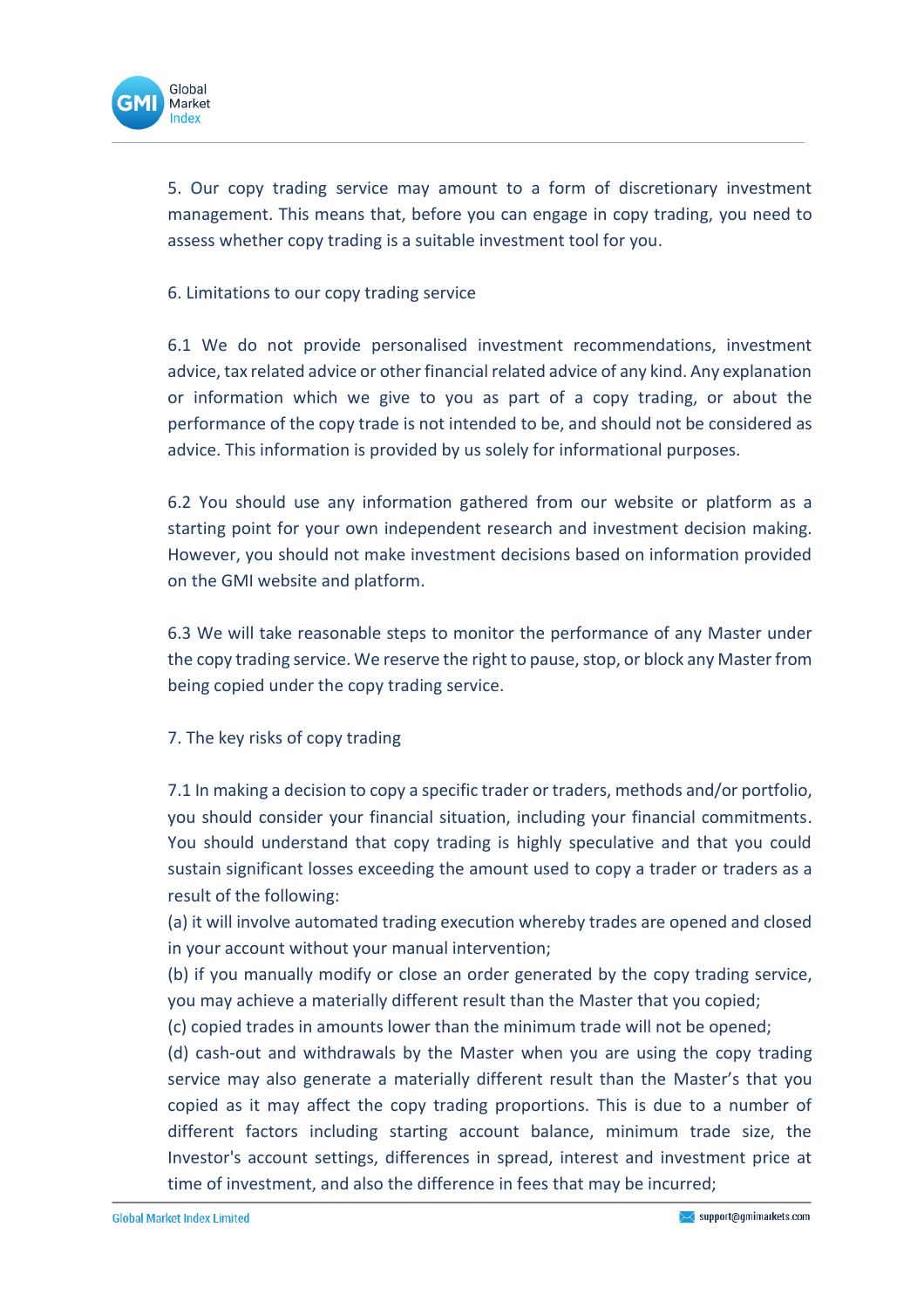5. Our copy trading service may amount to a form of discretionary investment management. This means that, before you can engage in copy trading, you need to assess whether copy trading is a suitable investment tool for you.

6. Limitations to our copy trading service

6.1 We do not provide personalised investment recommendations, investment advice, tax related advice or other financial related advice of any kind. Any explanation or information which we give to you as part of a copy trading, or about the performance of the copy trade is not intended to be, and should not be considered as advice. This information is provided by us solely for informational purposes.

6.2 You should use any information gathered from our website or platform as a starting point for your own independent research and investment decision making. However, you should not make investment decisions based on information provided on the GMI website and platform.

6.3 We will take reasonable steps to monitor the performance of any Master under the copy trading service. We reserve the right to pause, stop, or block any Master from being copied under the copy trading service.

7. The key risks of copy trading

7.1 In making a decision to copy a specific trader or traders, methods and/or portfolio, you should consider your financial situation, including your financial commitments. You should understand that copy trading is highly speculative and that you could sustain significant losses exceeding the amount used to copy a trader or traders as a result of the following:

(a) it will involve automated trading execution whereby trades are opened and closed in your account without your manual intervention;

(b) if you manually modify or close an order generated by the copy trading service, you may achieve a materially different result than the Master that you copied;

(c) copied trades in amounts lower than the minimum trade will not be opened;

(d) cash-out and withdrawals by the Master when you are using the copy trading service may also generate a materially different result than the Master's that you copied as it may affect the copy trading proportions. This is due to a number of different factors including starting account balance, minimum trade size, the Investor's account settings, differences in spread, interest and investment price at time of investment, and also the difference in fees that may be incurred;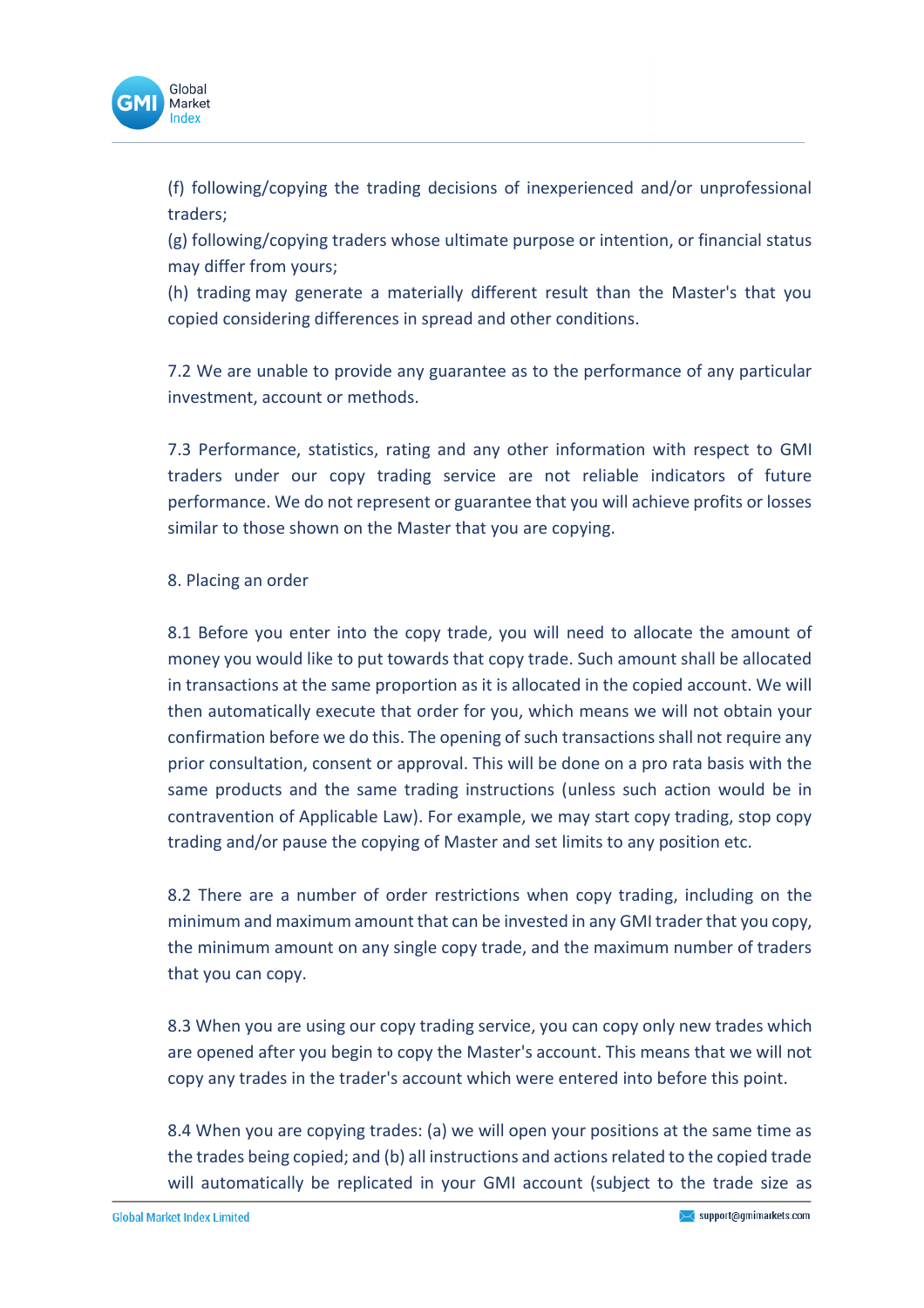(f) following/copying the trading decisions of inexperienced and/or unprofessional traders;
(g) following/copying traders whose ultimate purpose or intention, or financial status may differ from yours;
(h) trading may generate a materially different result than the Master's that you copied considering differences in spread and other conditions.

7.2 We are unable to provide any guarantee as to the performance of any particular investment, account or methods.

7.3 Performance, statistics, rating and any other information with respect to GMI traders under our copy trading service are not reliable indicators of future performance. We do not represent or guarantee that you will achieve profits or losses similar to those shown on the Master that you are copying.

8. Placing an order

8.1 Before you enter into the copy trade, you will need to allocate the amount of money you would like to put towards that copy trade. Such amount shall be allocated in transactions at the same proportion as it is allocated in the copied account. We will then automatically execute that order for you, which means we will not obtain your confirmation before we do this. The opening of such transactions shall not require any prior consultation, consent or approval. This will be done on a pro rata basis with the same products and the same trading instructions (unless such action would be in contravention of Applicable Law). For example, we may start copy trading, stop copy trading and/or pause the copying of Master and set limits to any position etc.

8.2 There are a number of order restrictions when copy trading, including on the minimum and maximum amount that can be invested in any GMI trader that you copy, the minimum amount on any single copy trade, and the maximum number of traders that you can copy.

8.3 When you are using our copy trading service, you can copy only new trades which are opened after you begin to copy the Master's account. This means that we will not copy any trades in the trader's account which were entered into before this point.

8.4 When you are copying trades: (a) we will open your positions at the same time as the trades being copied; and (b) all instructions and actions related to the copied trade will automatically be replicated in your GMI account (subject to the trade size as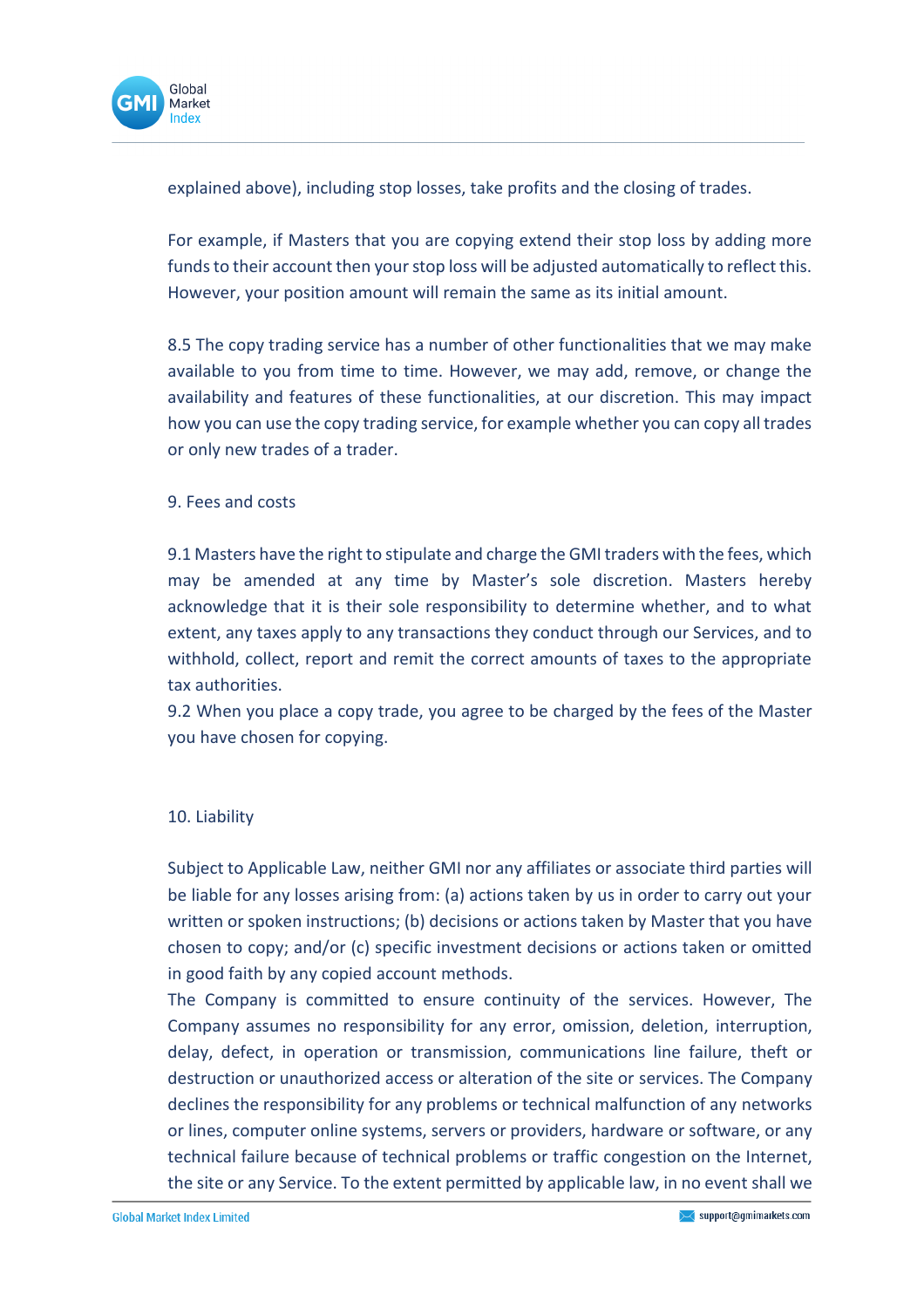explained above), including stop losses, take profits and the closing of trades.

For example, if Masters that you are copying extend their stop loss by adding more funds to their account then your stop loss will be adjusted automatically to reflect this. However, your position amount will remain the same as its initial amount.

8.5 The copy trading service has a number of other functionalities that we may make available to you from time to time. However, we may add, remove, or change the availability and features of these functionalities, at our discretion. This may impact how you can use the copy trading service, for example whether you can copy all trades or only new trades of a trader.

## 9. Fees and costs

9.1 Masters have the right to stipulate and charge the GMI traders with the fees, which may be amended at any time by Master's sole discretion. Masters hereby acknowledge that it is their sole responsibility to determine whether, and to what extent, any taxes apply to any transactions they conduct through our Services, and to withhold, collect, report and remit the correct amounts of taxes to the appropriate tax authorities.

9.2 When you place a copy trade, you agree to be charged by the fees of the Master you have chosen for copying.

## 10. Liability

Subject to Applicable Law, neither GMI nor any affiliates or associate third parties will be liable for any losses arising from: (a) actions taken by us in order to carry out your written or spoken instructions; (b) decisions or actions taken by Master that you have chosen to copy; and/or (c) specific investment decisions or actions taken or omitted in good faith by any copied account methods.

The Company is committed to ensure continuity of the services. However, The Company assumes no responsibility for any error, omission, deletion, interruption, delay, defect, in operation or transmission, communications line failure, theft or destruction or unauthorized access or alteration of the site or services. The Company declines the responsibility for any problems or technical malfunction of any networks or lines, computer online systems, servers or providers, hardware or software, or any technical failure because of technical problems or traffic congestion on the Internet, the site or any Service. To the extent permitted by applicable law, in no event shall we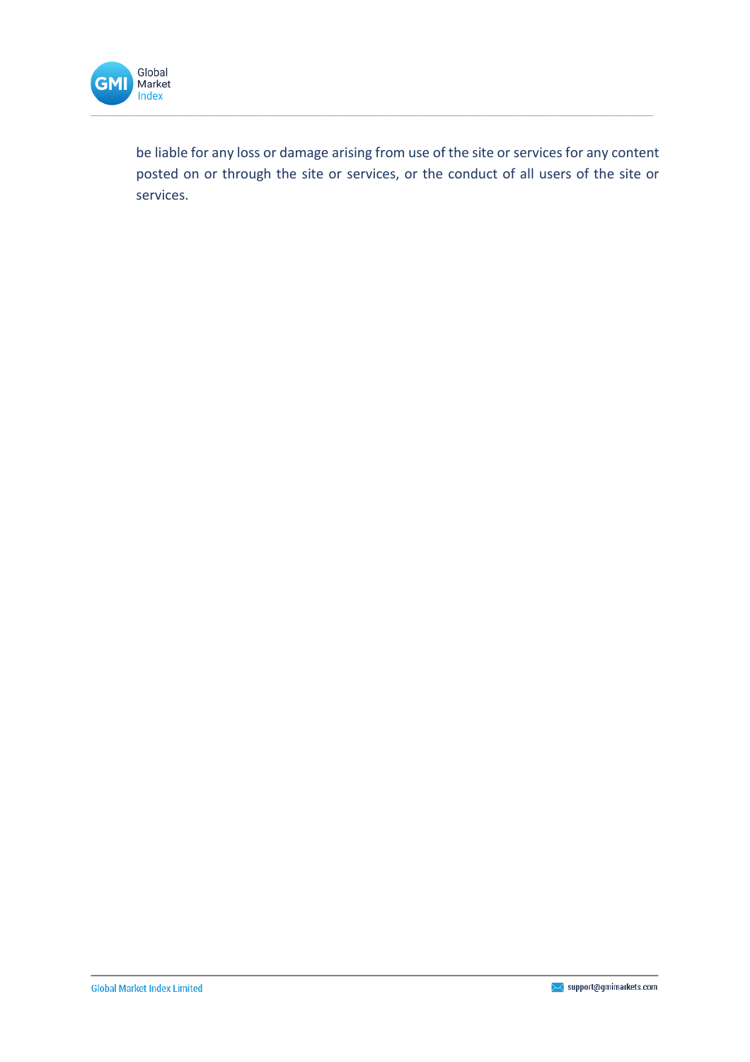be liable for any loss or damage arising from use of the site or services for any content posted on or through the site or services, or the conduct of all users of the site or services.